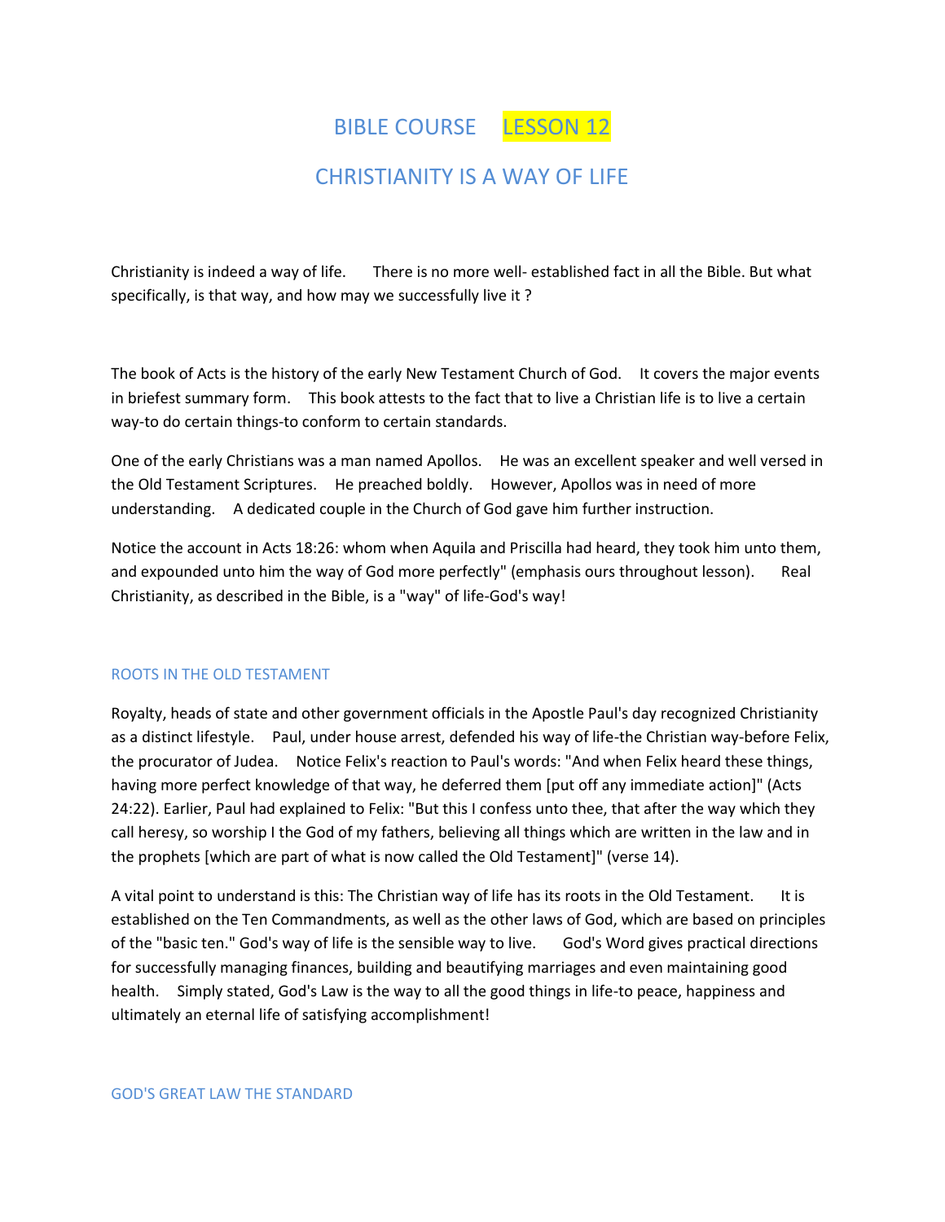# BIBLE COURSE LESSON 12

## CHRISTIANITY IS A WAY OF LIFE

Christianity is indeed a way of life. There is no more well- established fact in all the Bible. But what specifically, is that way, and how may we successfully live it ?

The book of Acts is the history of the early New Testament Church of God. It covers the major events in briefest summary form. This book attests to the fact that to live a Christian life is to live a certain way-to do certain things-to conform to certain standards.

One of the early Christians was a man named Apollos. He was an excellent speaker and well versed in the Old Testament Scriptures. He preached boldly. However, Apollos was in need of more understanding. A dedicated couple in the Church of God gave him further instruction.

Notice the account in Acts 18:26: whom when Aquila and Priscilla had heard, they took him unto them, and expounded unto him the way of God more perfectly" (emphasis ours throughout lesson). Real Christianity, as described in the Bible, is a "way" of life-God's way!

### ROOTS IN THE OLD TESTAMENT

Royalty, heads of state and other government officials in the Apostle Paul's day recognized Christianity as a distinct lifestyle. Paul, under house arrest, defended his way of life-the Christian way-before Felix, the procurator of Judea. Notice Felix's reaction to Paul's words: "And when Felix heard these things, having more perfect knowledge of that way, he deferred them [put off any immediate action]" (Acts 24:22). Earlier, Paul had explained to Felix: "But this I confess unto thee, that after the way which they call heresy, so worship I the God of my fathers, believing all things which are written in the law and in the prophets [which are part of what is now called the Old Testament]" (verse 14).

A vital point to understand is this: The Christian way of life has its roots in the Old Testament. It is established on the Ten Commandments, as well as the other laws of God, which are based on principles of the "basic ten." God's way of life is the sensible way to live. God's Word gives practical directions for successfully managing finances, building and beautifying marriages and even maintaining good health. Simply stated, God's Law is the way to all the good things in life-to peace, happiness and ultimately an eternal life of satisfying accomplishment!

### GOD'S GREAT LAW THE STANDARD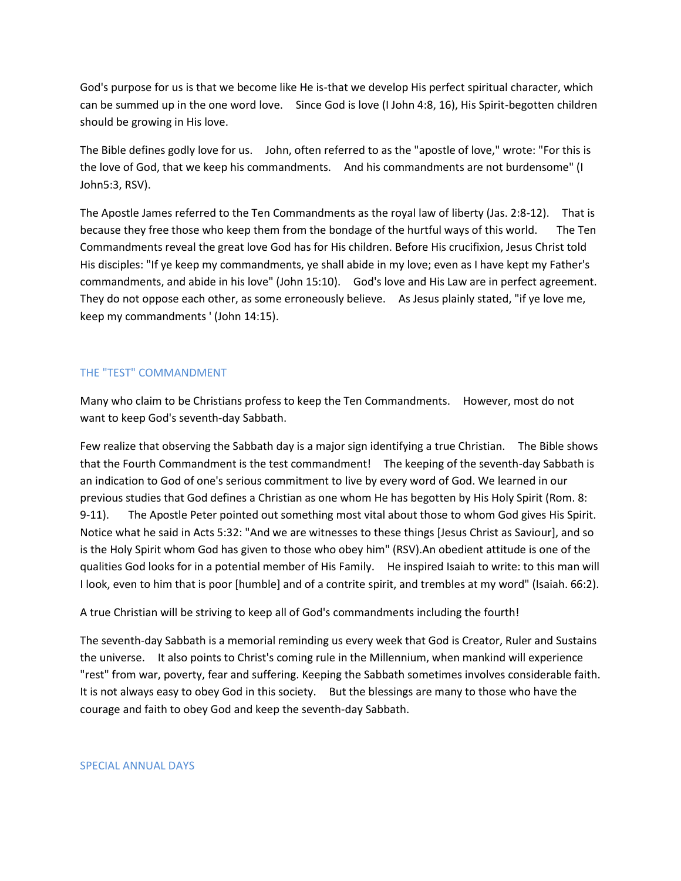God's purpose for us is that we become like He is-that we develop His perfect spiritual character, which can be summed up in the one word love. Since God is love (I John 4:8, 16), His Spirit-begotten children should be growing in His love.

The Bible defines godly love for us. John, often referred to as the "apostle of love," wrote: "For this is the love of God, that we keep his commandments. And his commandments are not burdensome" (I John5:3, RSV).

The Apostle James referred to the Ten Commandments as the royal law of liberty (Jas. 2:8-12). That is because they free those who keep them from the bondage of the hurtful ways of this world. The Ten Commandments reveal the great love God has for His children. Before His crucifixion, Jesus Christ told His disciples: "If ye keep my commandments, ye shall abide in my love; even as I have kept my Father's commandments, and abide in his love" (John 15:10). God's love and His Law are in perfect agreement. They do not oppose each other, as some erroneously believe. As Jesus plainly stated, "if ye love me, keep my commandments ' (John 14:15).

## THE "TEST" COMMANDMENT

Many who claim to be Christians profess to keep the Ten Commandments. However, most do not want to keep God's seventh-day Sabbath.

Few realize that observing the Sabbath day is a major sign identifying a true Christian. The Bible shows that the Fourth Commandment is the test commandment! The keeping of the seventh-day Sabbath is an indication to God of one's serious commitment to live by every word of God. We learned in our previous studies that God defines a Christian as one whom He has begotten by His Holy Spirit (Rom. 8: 9-11). The Apostle Peter pointed out something most vital about those to whom God gives His Spirit. Notice what he said in Acts 5:32: "And we are witnesses to these things [Jesus Christ as Saviour], and so is the Holy Spirit whom God has given to those who obey him" (RSV).An obedient attitude is one of the qualities God looks for in a potential member of His Family. He inspired Isaiah to write: to this man will I look, even to him that is poor [humble] and of a contrite spirit, and trembles at my word" (Isaiah. 66:2).

A true Christian will be striving to keep all of God's commandments including the fourth!

The seventh-day Sabbath is a memorial reminding us every week that God is Creator, Ruler and Sustains the universe. It also points to Christ's coming rule in the Millennium, when mankind will experience "rest" from war, poverty, fear and suffering. Keeping the Sabbath sometimes involves considerable faith. It is not always easy to obey God in this society. But the blessings are many to those who have the courage and faith to obey God and keep the seventh-day Sabbath.

## SPECIAL ANNUAL DAYS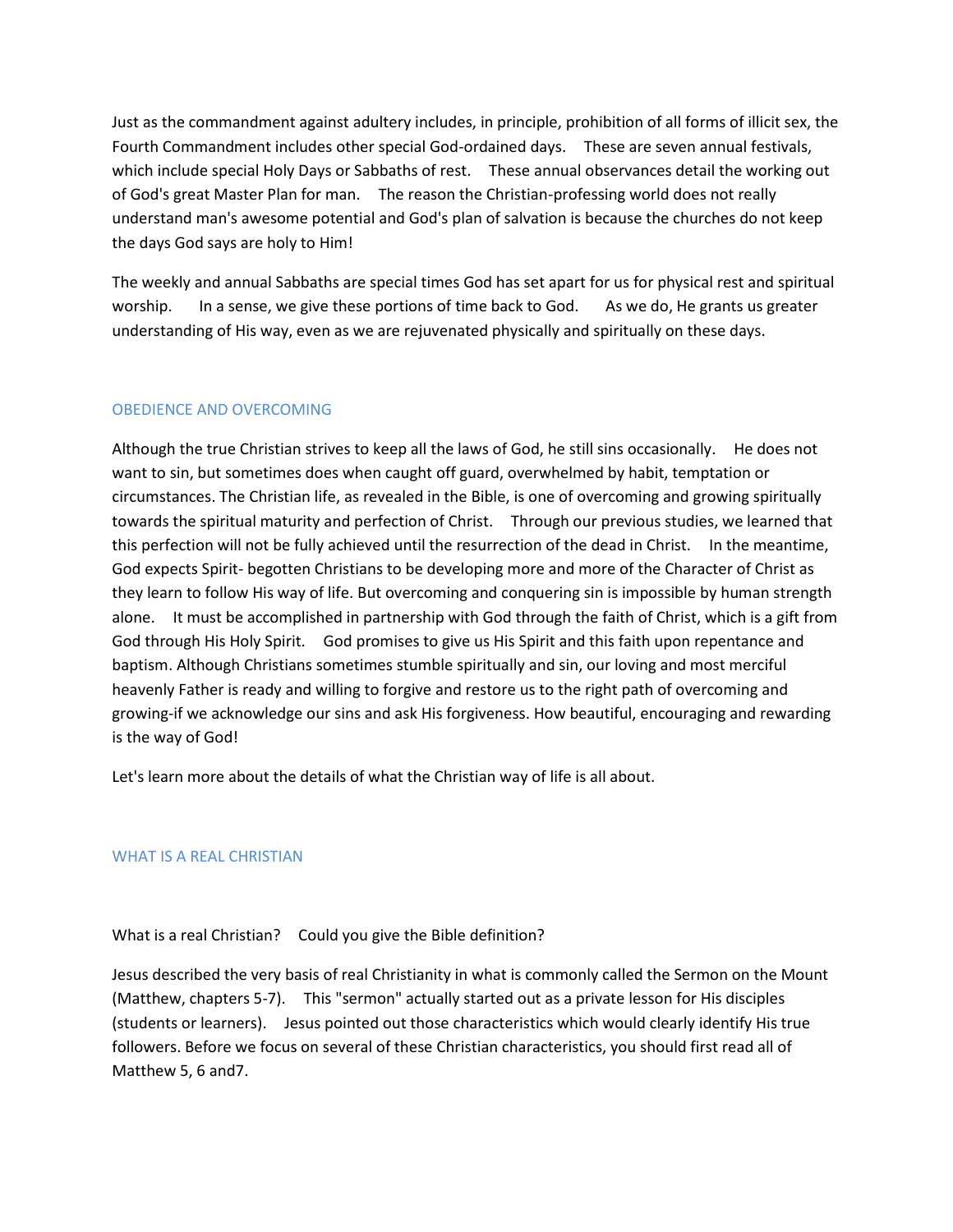Just as the commandment against adultery includes, in principle, prohibition of all forms of illicit sex, the Fourth Commandment includes other special God-ordained days. These are seven annual festivals, which include special Holy Days or Sabbaths of rest. These annual observances detail the working out of God's great Master Plan for man. The reason the Christian-professing world does not really understand man's awesome potential and God's plan of salvation is because the churches do not keep the days God says are holy to Him!

The weekly and annual Sabbaths are special times God has set apart for us for physical rest and spiritual worship. In a sense, we give these portions of time back to God. As we do, He grants us greater understanding of His way, even as we are rejuvenated physically and spiritually on these days.

## OBEDIENCE AND OVERCOMING

Although the true Christian strives to keep all the laws of God, he still sins occasionally. He does not want to sin, but sometimes does when caught off guard, overwhelmed by habit, temptation or circumstances. The Christian life, as revealed in the Bible, is one of overcoming and growing spiritually towards the spiritual maturity and perfection of Christ. Through our previous studies, we learned that this perfection will not be fully achieved until the resurrection of the dead in Christ. In the meantime, God expects Spirit- begotten Christians to be developing more and more of the Character of Christ as they learn to follow His way of life. But overcoming and conquering sin is impossible by human strength alone. It must be accomplished in partnership with God through the faith of Christ, which is a gift from God through His Holy Spirit. God promises to give us His Spirit and this faith upon repentance and baptism. Although Christians sometimes stumble spiritually and sin, our loving and most merciful heavenly Father is ready and willing to forgive and restore us to the right path of overcoming and growing-if we acknowledge our sins and ask His forgiveness. How beautiful, encouraging and rewarding is the way of God!

Let's learn more about the details of what the Christian way of life is all about.

## WHAT IS A REAL CHRISTIAN

What is a real Christian? Could you give the Bible definition?

Jesus described the very basis of real Christianity in what is commonly called the Sermon on the Mount (Matthew, chapters 5-7). This "sermon" actually started out as a private lesson for His disciples (students or learners). Jesus pointed out those characteristics which would clearly identify His true followers. Before we focus on several of these Christian characteristics, you should first read all of Matthew 5, 6 and7.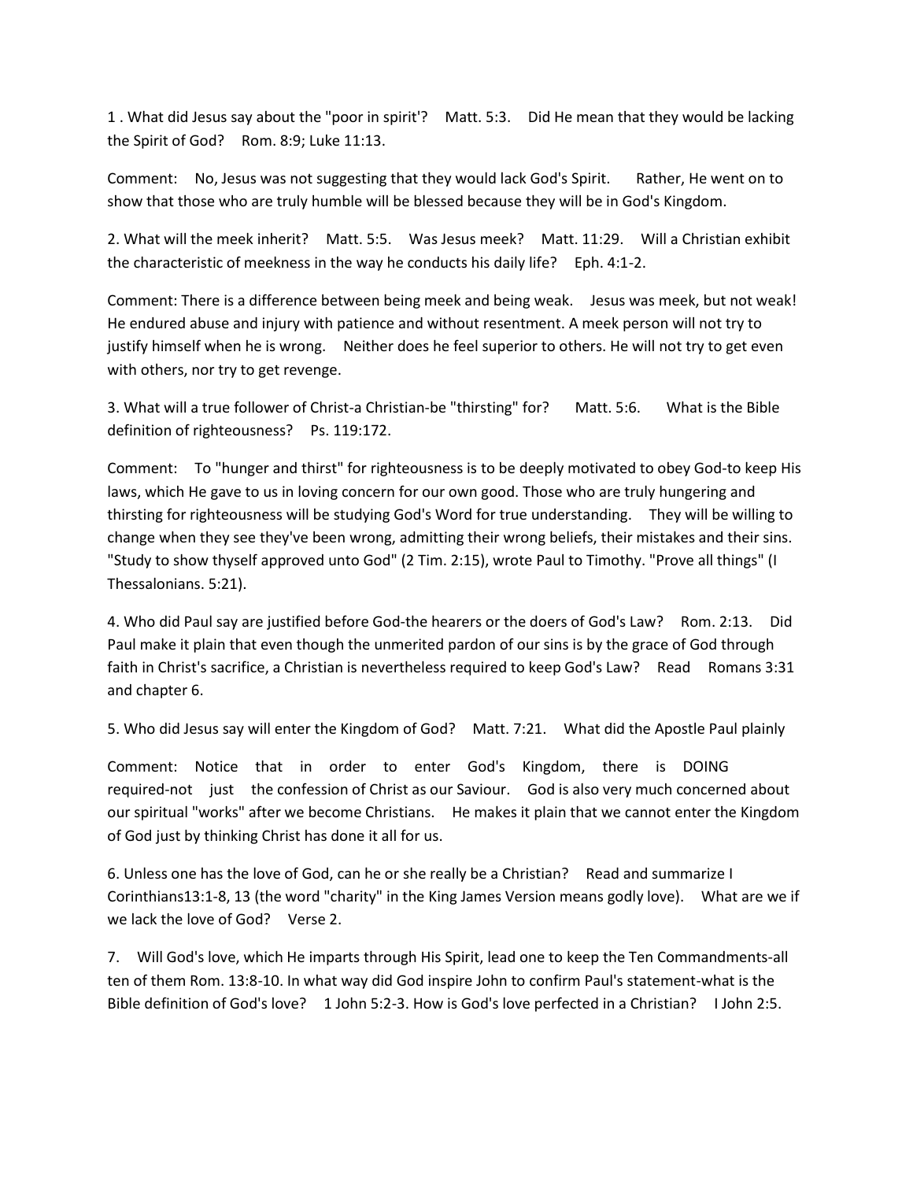1 . What did Jesus say about the "poor in spirit'? Matt. 5:3. Did He mean that they would be lacking the Spirit of God? Rom. 8:9; Luke 11:13.

Comment: No, Jesus was not suggesting that they would lack God's Spirit. Rather, He went on to show that those who are truly humble will be blessed because they will be in God's Kingdom.

2. What will the meek inherit? Matt. 5:5. Was Jesus meek? Matt. 11:29. Will a Christian exhibit the characteristic of meekness in the way he conducts his daily life? Eph. 4:1-2.

Comment: There is a difference between being meek and being weak. Jesus was meek, but not weak! He endured abuse and injury with patience and without resentment. A meek person will not try to justify himself when he is wrong. Neither does he feel superior to others. He will not try to get even with others, nor try to get revenge.

3. What will a true follower of Christ-a Christian-be "thirsting" for? Matt. 5:6. What is the Bible definition of righteousness? Ps. 119:172.

Comment: To "hunger and thirst" for righteousness is to be deeply motivated to obey God-to keep His laws, which He gave to us in loving concern for our own good. Those who are truly hungering and thirsting for righteousness will be studying God's Word for true understanding. They will be willing to change when they see they've been wrong, admitting their wrong beliefs, their mistakes and their sins. "Study to show thyself approved unto God" (2 Tim. 2:15), wrote Paul to Timothy. "Prove all things" (I Thessalonians. 5:21).

4. Who did Paul say are justified before God-the hearers or the doers of God's Law? Rom. 2:13. Did Paul make it plain that even though the unmerited pardon of our sins is by the grace of God through faith in Christ's sacrifice, a Christian is nevertheless required to keep God's Law? Read Romans 3:31 and chapter 6.

5. Who did Jesus say will enter the Kingdom of God? Matt. 7:21. What did the Apostle Paul plainly

Comment: Notice that in order to enter God's Kingdom, there is DOING required-not just the confession of Christ as our Saviour. God is also very much concerned about our spiritual "works" after we become Christians. He makes it plain that we cannot enter the Kingdom of God just by thinking Christ has done it all for us.

6. Unless one has the love of God, can he or she really be a Christian? Read and summarize I Corinthians13:1-8, 13 (the word "charity" in the King James Version means godly love). What are we if we lack the love of God? Verse 2.

7. Will God's love, which He imparts through His Spirit, lead one to keep the Ten Commandments-all ten of them Rom. 13:8-10. In what way did God inspire John to confirm Paul's statement-what is the Bible definition of God's love? 1 John 5:2-3. How is God's love perfected in a Christian? I John 2:5.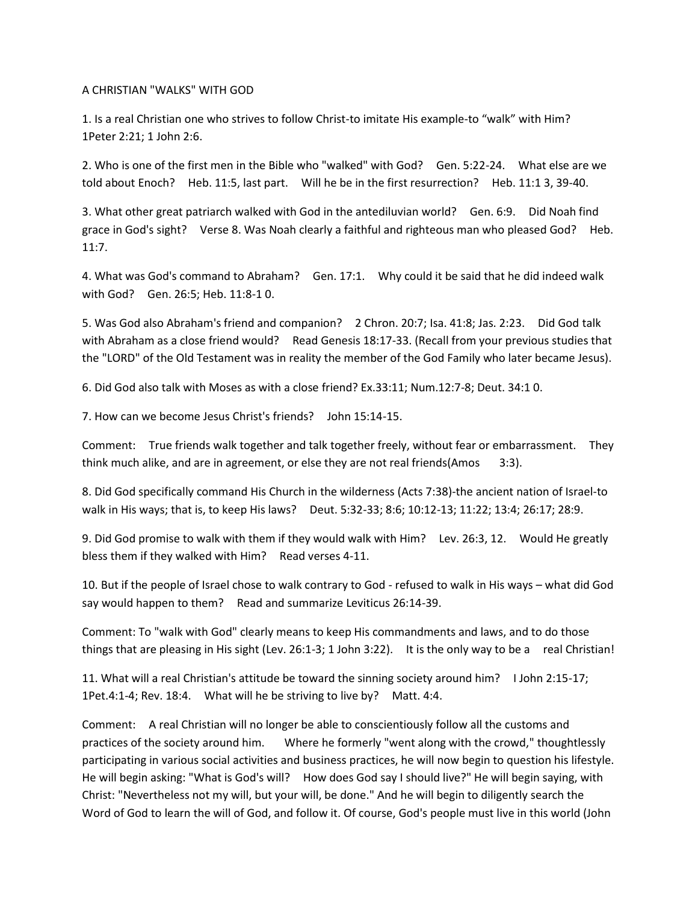A CHRISTIAN "WALKS" WITH GOD

1. Is a real Christian one who strives to follow Christ-to imitate His example-to "walk" with Him? 1Peter 2:21; 1 John 2:6.

2. Who is one of the first men in the Bible who "walked" with God? Gen. 5:22-24. What else are we told about Enoch? Heb. 11:5, last part. Will he be in the first resurrection? Heb. 11:1 3, 39-40.

3. What other great patriarch walked with God in the antediluvian world? Gen. 6:9. Did Noah find grace in God's sight? Verse 8. Was Noah clearly a faithful and righteous man who pleased God? Heb. 11:7.

4. What was God's command to Abraham? Gen. 17:1. Why could it be said that he did indeed walk with God? Gen. 26:5; Heb. 11:8-1 0.

5. Was God also Abraham's friend and companion? 2 Chron. 20:7; Isa. 41:8; Jas. 2:23. Did God talk with Abraham as a close friend would? Read Genesis 18:17-33. (Recall from your previous studies that the "LORD" of the Old Testament was in reality the member of the God Family who later became Jesus).

6. Did God also talk with Moses as with a close friend? Ex.33:11; Num.12:7-8; Deut. 34:1 0.

7. How can we become Jesus Christ's friends? John 15:14-15.

Comment: True friends walk together and talk together freely, without fear or embarrassment. They think much alike, and are in agreement, or else they are not real friends(Amos 3:3).

8. Did God specifically command His Church in the wilderness (Acts 7:38)-the ancient nation of Israel-to walk in His ways; that is, to keep His laws? Deut. 5:32-33; 8:6; 10:12-13; 11:22; 13:4; 26:17; 28:9.

9. Did God promise to walk with them if they would walk with Him? Lev. 26:3, 12. Would He greatly bless them if they walked with Him? Read verses 4-11.

10. But if the people of Israel chose to walk contrary to God - refused to walk in His ways – what did God say would happen to them? Read and summarize Leviticus 26:14-39.

Comment: To "walk with God" clearly means to keep His commandments and laws, and to do those things that are pleasing in His sight (Lev. 26:1-3; 1 John 3:22). It is the only way to be a real Christian!

11. What will a real Christian's attitude be toward the sinning society around him? I John 2:15-17; 1Pet.4:1-4; Rev. 18:4. What will he be striving to live by? Matt. 4:4.

Comment: A real Christian will no longer be able to conscientiously follow all the customs and practices of the society around him. Where he formerly "went along with the crowd," thoughtlessly participating in various social activities and business practices, he will now begin to question his lifestyle. He will begin asking: "What is God's will? How does God say I should live?" He will begin saying, with Christ: "Nevertheless not my will, but your will, be done." And he will begin to diligently search the Word of God to learn the will of God, and follow it. Of course, God's people must live in this world (John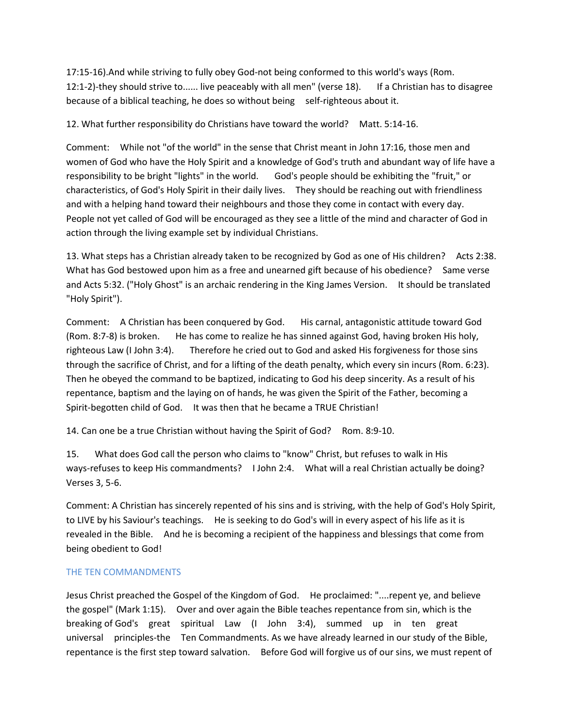17:15-16).And while striving to fully obey God-not being conformed to this world's ways (Rom. 12:1-2)-they should strive to...... live peaceably with all men" (verse 18). If a Christian has to disagree because of a biblical teaching, he does so without being self-righteous about it.

12. What further responsibility do Christians have toward the world? Matt. 5:14-16.

Comment: While not "of the world" in the sense that Christ meant in John 17:16, those men and women of God who have the Holy Spirit and a knowledge of God's truth and abundant way of life have a responsibility to be bright "lights" in the world. God's people should be exhibiting the "fruit," or characteristics, of God's Holy Spirit in their daily lives. They should be reaching out with friendliness and with a helping hand toward their neighbours and those they come in contact with every day. People not yet called of God will be encouraged as they see a little of the mind and character of God in action through the living example set by individual Christians.

13. What steps has a Christian already taken to be recognized by God as one of His children? Acts 2:38. What has God bestowed upon him as a free and unearned gift because of his obedience? Same verse and Acts 5:32. ("Holy Ghost" is an archaic rendering in the King James Version. It should be translated "Holy Spirit").

Comment: A Christian has been conquered by God. His carnal, antagonistic attitude toward God (Rom. 8:7-8) is broken. He has come to realize he has sinned against God, having broken His holy, righteous Law (I John 3:4). Therefore he cried out to God and asked His forgiveness for those sins through the sacrifice of Christ, and for a lifting of the death penalty, which every sin incurs (Rom. 6:23). Then he obeyed the command to be baptized, indicating to God his deep sincerity. As a result of his repentance, baptism and the laying on of hands, he was given the Spirit of the Father, becoming a Spirit-begotten child of God. It was then that he became a TRUE Christian!

14. Can one be a true Christian without having the Spirit of God? Rom. 8:9-10.

15. What does God call the person who claims to "know" Christ, but refuses to walk in His ways-refuses to keep His commandments? I John 2:4. What will a real Christian actually be doing? Verses 3, 5-6.

Comment: A Christian has sincerely repented of his sins and is striving, with the help of God's Holy Spirit, to LIVE by his Saviour's teachings. He is seeking to do God's will in every aspect of his life as it is revealed in the Bible. And he is becoming a recipient of the happiness and blessings that come from being obedient to God!

## THE TEN COMMANDMENTS

Jesus Christ preached the Gospel of the Kingdom of God. He proclaimed: "....repent ye, and believe the gospel" (Mark 1:15). Over and over again the Bible teaches repentance from sin, which is the breaking of God's great spiritual Law (I John 3:4), summed up in ten great universal principles-the Ten Commandments. As we have already learned in our study of the Bible, repentance is the first step toward salvation. Before God will forgive us of our sins, we must repent of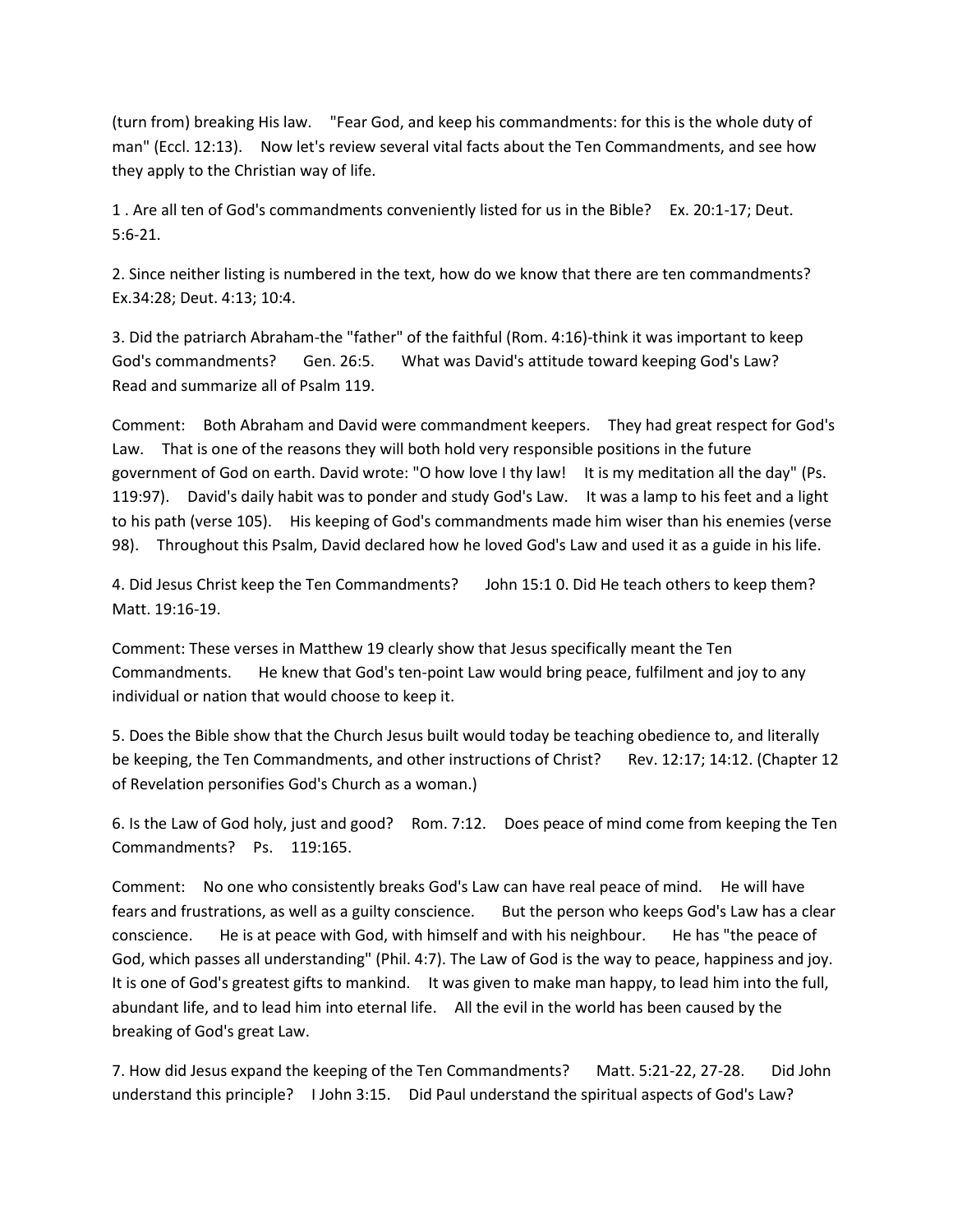(turn from) breaking His law. "Fear God, and keep his commandments: for this is the whole duty of man" (Eccl. 12:13). Now let's review several vital facts about the Ten Commandments, and see how they apply to the Christian way of life.

1 . Are all ten of God's commandments conveniently listed for us in the Bible? Ex. 20:1-17; Deut. 5:6-21.

2. Since neither listing is numbered in the text, how do we know that there are ten commandments? Ex.34:28; Deut. 4:13; 10:4.

3. Did the patriarch Abraham-the "father" of the faithful (Rom. 4:16)-think it was important to keep God's commandments? Gen. 26:5. What was David's attitude toward keeping God's Law? Read and summarize all of Psalm 119.

Comment: Both Abraham and David were commandment keepers. They had great respect for God's Law. That is one of the reasons they will both hold very responsible positions in the future government of God on earth. David wrote: "O how love I thy law! It is my meditation all the day" (Ps. 119:97). David's daily habit was to ponder and study God's Law. It was a lamp to his feet and a light to his path (verse 105). His keeping of God's commandments made him wiser than his enemies (verse 98). Throughout this Psalm, David declared how he loved God's Law and used it as a guide in his life.

4. Did Jesus Christ keep the Ten Commandments? John 15:1 0. Did He teach others to keep them? Matt. 19:16-19.

Comment: These verses in Matthew 19 clearly show that Jesus specifically meant the Ten Commandments. He knew that God's ten-point Law would bring peace, fulfilment and joy to any individual or nation that would choose to keep it.

5. Does the Bible show that the Church Jesus built would today be teaching obedience to, and literally be keeping, the Ten Commandments, and other instructions of Christ? Rev. 12:17; 14:12. (Chapter 12 of Revelation personifies God's Church as a woman.)

6. Is the Law of God holy, just and good? Rom. 7:12. Does peace of mind come from keeping the Ten Commandments? Ps. 119:165.

Comment: No one who consistently breaks God's Law can have real peace of mind. He will have fears and frustrations, as well as a guilty conscience. But the person who keeps God's Law has a clear conscience. He is at peace with God, with himself and with his neighbour. He has "the peace of God, which passes all understanding" (Phil. 4:7). The Law of God is the way to peace, happiness and joy. It is one of God's greatest gifts to mankind. It was given to make man happy, to lead him into the full, abundant life, and to lead him into eternal life. All the evil in the world has been caused by the breaking of God's great Law.

7. How did Jesus expand the keeping of the Ten Commandments? Matt. 5:21-22, 27-28. Did John understand this principle? I John 3:15. Did Paul understand the spiritual aspects of God's Law?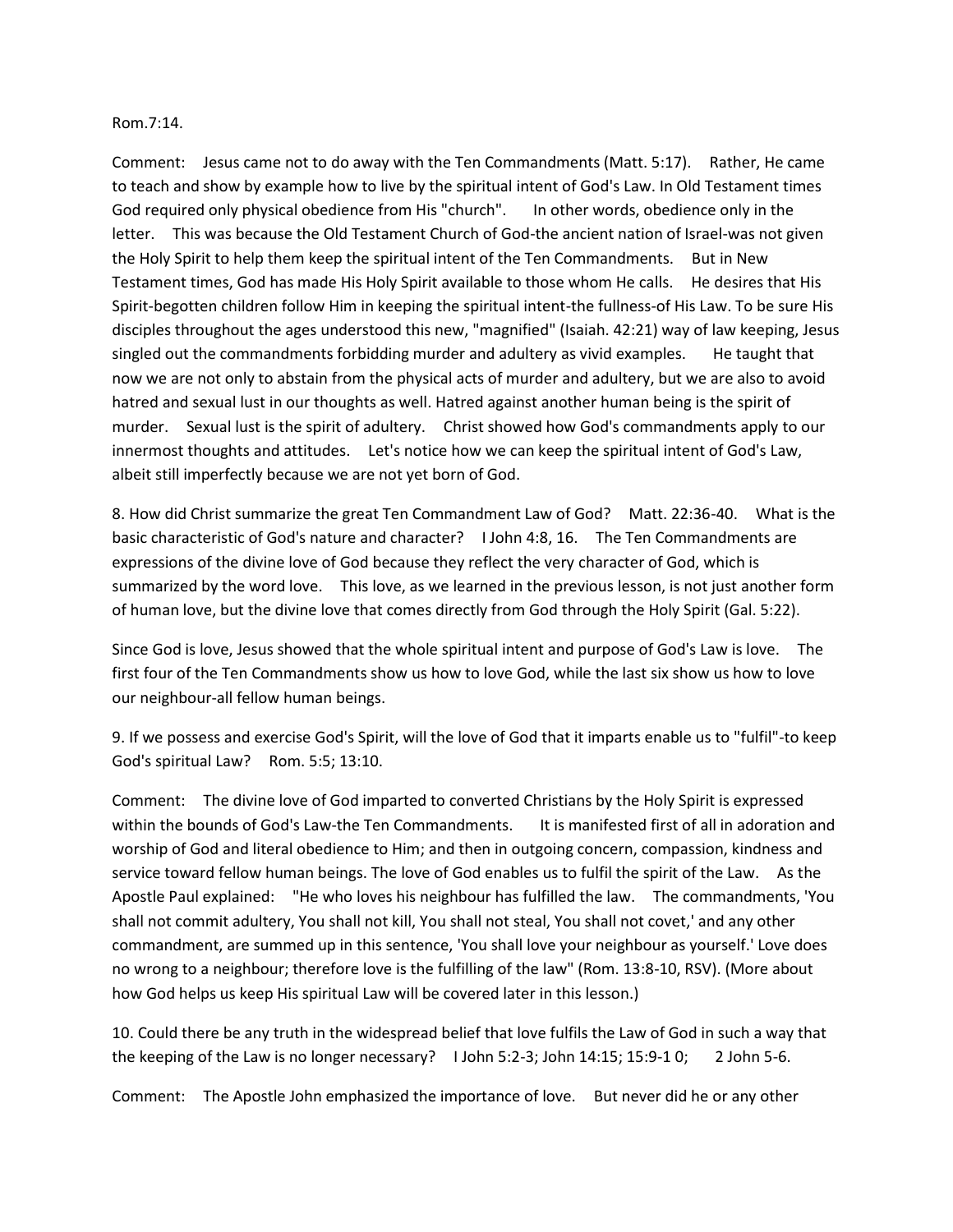Rom.7:14.

Comment: Jesus came not to do away with the Ten Commandments (Matt. 5:17). Rather, He came to teach and show by example how to live by the spiritual intent of God's Law. In Old Testament times God required only physical obedience from His "church". In other words, obedience only in the letter. This was because the Old Testament Church of God-the ancient nation of Israel-was not given the Holy Spirit to help them keep the spiritual intent of the Ten Commandments. But in New Testament times, God has made His Holy Spirit available to those whom He calls. He desires that His Spirit-begotten children follow Him in keeping the spiritual intent-the fullness-of His Law. To be sure His disciples throughout the ages understood this new, "magnified" (Isaiah. 42:21) way of law keeping, Jesus singled out the commandments forbidding murder and adultery as vivid examples. He taught that now we are not only to abstain from the physical acts of murder and adultery, but we are also to avoid hatred and sexual lust in our thoughts as well. Hatred against another human being is the spirit of murder. Sexual lust is the spirit of adultery. Christ showed how God's commandments apply to our innermost thoughts and attitudes. Let's notice how we can keep the spiritual intent of God's Law, albeit still imperfectly because we are not yet born of God.

8. How did Christ summarize the great Ten Commandment Law of God? Matt. 22:36-40. What is the basic characteristic of God's nature and character? I John 4:8, 16. The Ten Commandments are expressions of the divine love of God because they reflect the very character of God, which is summarized by the word love. This love, as we learned in the previous lesson, is not just another form of human love, but the divine love that comes directly from God through the Holy Spirit (Gal. 5:22).

Since God is love, Jesus showed that the whole spiritual intent and purpose of God's Law is love. The first four of the Ten Commandments show us how to love God, while the last six show us how to love our neighbour-all fellow human beings.

9. If we possess and exercise God's Spirit, will the love of God that it imparts enable us to "fulfil"-to keep God's spiritual Law? Rom. 5:5; 13:10.

Comment: The divine love of God imparted to converted Christians by the Holy Spirit is expressed within the bounds of God's Law-the Ten Commandments. It is manifested first of all in adoration and worship of God and literal obedience to Him; and then in outgoing concern, compassion, kindness and service toward fellow human beings. The love of God enables us to fulfil the spirit of the Law. As the Apostle Paul explained: "He who loves his neighbour has fulfilled the law. The commandments, 'You shall not commit adultery, You shall not kill, You shall not steal, You shall not covet,' and any other commandment, are summed up in this sentence, 'You shall love your neighbour as yourself.' Love does no wrong to a neighbour; therefore love is the fulfilling of the law" (Rom. 13:8-10, RSV). (More about how God helps us keep His spiritual Law will be covered later in this lesson.)

10. Could there be any truth in the widespread belief that love fulfils the Law of God in such a way that the keeping of the Law is no longer necessary? I John 5:2-3; John 14:15; 15:9-1 0; 2 John 5-6.

Comment: The Apostle John emphasized the importance of love. But never did he or any other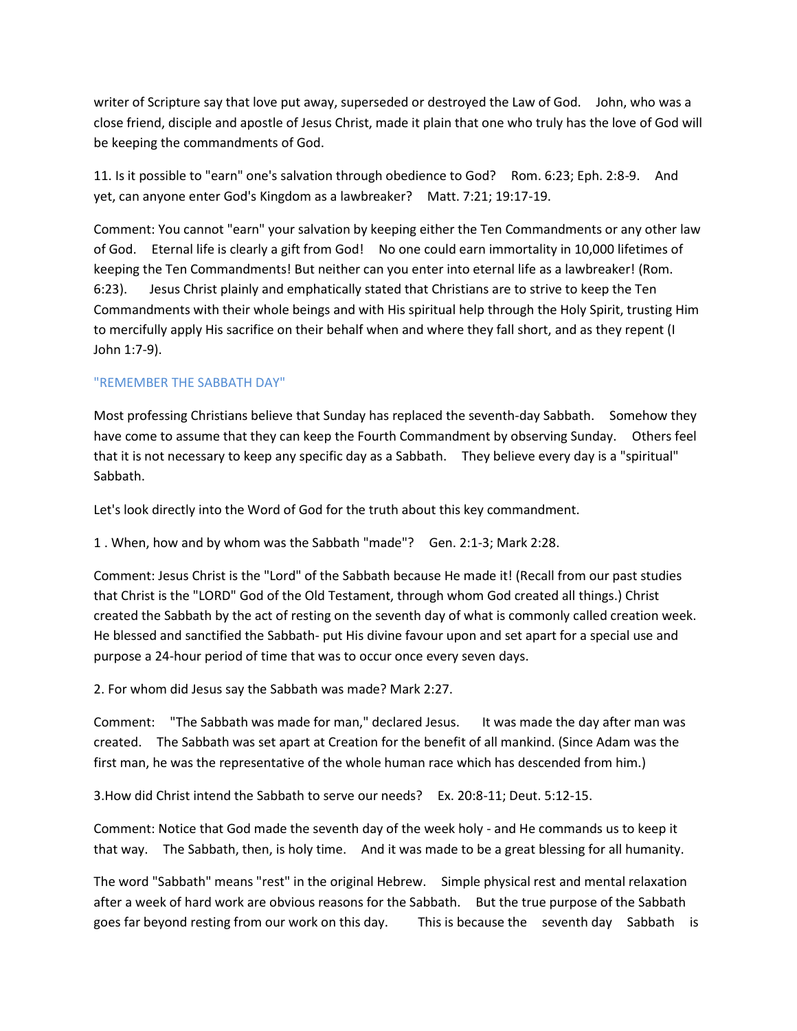writer of Scripture say that love put away, superseded or destroyed the Law of God. John, who was a close friend, disciple and apostle of Jesus Christ, made it plain that one who truly has the love of God will be keeping the commandments of God.

11. Is it possible to "earn" one's salvation through obedience to God? Rom. 6:23; Eph. 2:8-9. And yet, can anyone enter God's Kingdom as a lawbreaker? Matt. 7:21; 19:17-19.

Comment: You cannot "earn" your salvation by keeping either the Ten Commandments or any other law of God. Eternal life is clearly a gift from God! No one could earn immortality in 10,000 lifetimes of keeping the Ten Commandments! But neither can you enter into eternal life as a lawbreaker! (Rom. 6:23). Jesus Christ plainly and emphatically stated that Christians are to strive to keep the Ten Commandments with their whole beings and with His spiritual help through the Holy Spirit, trusting Him to mercifully apply His sacrifice on their behalf when and where they fall short, and as they repent (I John 1:7-9).

## "REMEMBER THE SABBATH DAY"

Most professing Christians believe that Sunday has replaced the seventh-day Sabbath. Somehow they have come to assume that they can keep the Fourth Commandment by observing Sunday. Others feel that it is not necessary to keep any specific day as a Sabbath. They believe every day is a "spiritual" Sabbath.

Let's look directly into the Word of God for the truth about this key commandment.

1 . When, how and by whom was the Sabbath "made"? Gen. 2:1-3; Mark 2:28.

Comment: Jesus Christ is the "Lord" of the Sabbath because He made it! (Recall from our past studies that Christ is the "LORD" God of the Old Testament, through whom God created all things.) Christ created the Sabbath by the act of resting on the seventh day of what is commonly called creation week. He blessed and sanctified the Sabbath- put His divine favour upon and set apart for a special use and purpose a 24-hour period of time that was to occur once every seven days.

2. For whom did Jesus say the Sabbath was made? Mark 2:27.

Comment: "The Sabbath was made for man," declared Jesus. It was made the day after man was created. The Sabbath was set apart at Creation for the benefit of all mankind. (Since Adam was the first man, he was the representative of the whole human race which has descended from him.)

3.How did Christ intend the Sabbath to serve our needs? Ex. 20:8-11; Deut. 5:12-15.

Comment: Notice that God made the seventh day of the week holy - and He commands us to keep it that way. The Sabbath, then, is holy time. And it was made to be a great blessing for all humanity.

The word "Sabbath" means "rest" in the original Hebrew. Simple physical rest and mental relaxation after a week of hard work are obvious reasons for the Sabbath. But the true purpose of the Sabbath goes far beyond resting from our work on this day. This is because the seventh day Sabbath is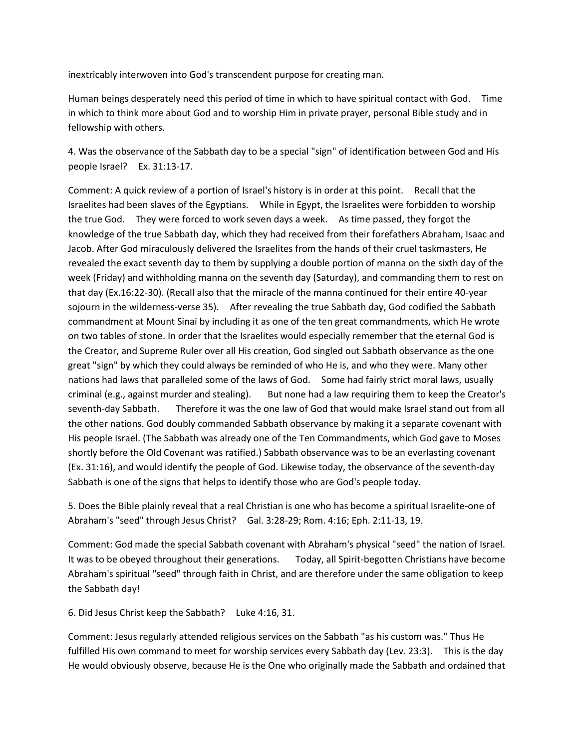inextricably interwoven into God's transcendent purpose for creating man.

Human beings desperately need this period of time in which to have spiritual contact with God. Time in which to think more about God and to worship Him in private prayer, personal Bible study and in fellowship with others.

4. Was the observance of the Sabbath day to be a special "sign" of identification between God and His people Israel? Ex. 31:13-17.

Comment: A quick review of a portion of Israel's history is in order at this point. Recall that the Israelites had been slaves of the Egyptians. While in Egypt, the Israelites were forbidden to worship the true God. They were forced to work seven days a week. As time passed, they forgot the knowledge of the true Sabbath day, which they had received from their forefathers Abraham, Isaac and Jacob. After God miraculously delivered the Israelites from the hands of their cruel taskmasters, He revealed the exact seventh day to them by supplying a double portion of manna on the sixth day of the week (Friday) and withholding manna on the seventh day (Saturday), and commanding them to rest on that day (Ex.16:22-30). (Recall also that the miracle of the manna continued for their entire 40-year sojourn in the wilderness-verse 35). After revealing the true Sabbath day, God codified the Sabbath commandment at Mount Sinai by including it as one of the ten great commandments, which He wrote on two tables of stone. In order that the Israelites would especially remember that the eternal God is the Creator, and Supreme Ruler over all His creation, God singled out Sabbath observance as the one great "sign" by which they could always be reminded of who He is, and who they were. Many other nations had laws that paralleled some of the laws of God. Some had fairly strict moral laws, usually criminal (e.g., against murder and stealing). But none had a law requiring them to keep the Creator's seventh-day Sabbath. Therefore it was the one law of God that would make Israel stand out from all the other nations. God doubly commanded Sabbath observance by making it a separate covenant with His people Israel. (The Sabbath was already one of the Ten Commandments, which God gave to Moses shortly before the Old Covenant was ratified.) Sabbath observance was to be an everlasting covenant (Ex. 31:16), and would identify the people of God. Likewise today, the observance of the seventh-day Sabbath is one of the signs that helps to identify those who are God's people today.

5. Does the Bible plainly reveal that a real Christian is one who has become a spiritual Israelite-one of Abraham's "seed" through Jesus Christ? Gal. 3:28-29; Rom. 4:16; Eph. 2:11-13, 19.

Comment: God made the special Sabbath covenant with Abraham's physical "seed" the nation of Israel. It was to be obeyed throughout their generations. Today, all Spirit-begotten Christians have become Abraham's spiritual "seed" through faith in Christ, and are therefore under the same obligation to keep the Sabbath day!

6. Did Jesus Christ keep the Sabbath? Luke 4:16, 31.

Comment: Jesus regularly attended religious services on the Sabbath "as his custom was." Thus He fulfilled His own command to meet for worship services every Sabbath day (Lev. 23:3). This is the day He would obviously observe, because He is the One who originally made the Sabbath and ordained that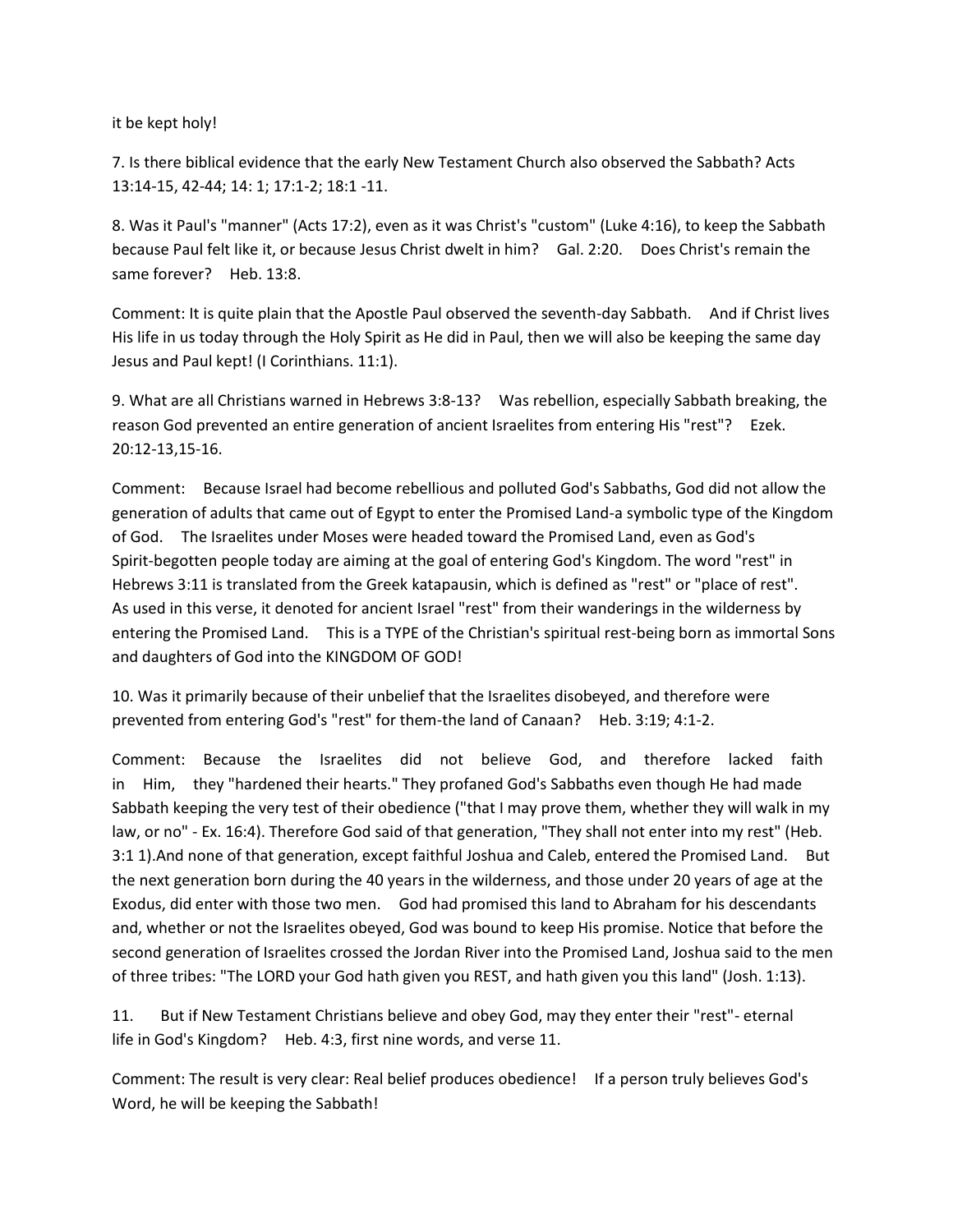it be kept holy!

7. Is there biblical evidence that the early New Testament Church also observed the Sabbath? Acts 13:14-15, 42-44; 14: 1; 17:1-2; 18:1 -11.

8. Was it Paul's "manner" (Acts 17:2), even as it was Christ's "custom" (Luke 4:16), to keep the Sabbath because Paul felt like it, or because Jesus Christ dwelt in him? Gal. 2:20. Does Christ's remain the same forever? Heb. 13:8.

Comment: It is quite plain that the Apostle Paul observed the seventh-day Sabbath. And if Christ lives His life in us today through the Holy Spirit as He did in Paul, then we will also be keeping the same day Jesus and Paul kept! (I Corinthians. 11:1).

9. What are all Christians warned in Hebrews 3:8-13? Was rebellion, especially Sabbath breaking, the reason God prevented an entire generation of ancient Israelites from entering His "rest"? Ezek. 20:12-13,15-16.

Comment: Because Israel had become rebellious and polluted God's Sabbaths, God did not allow the generation of adults that came out of Egypt to enter the Promised Land-a symbolic type of the Kingdom of God. The Israelites under Moses were headed toward the Promised Land, even as God's Spirit-begotten people today are aiming at the goal of entering God's Kingdom. The word "rest" in Hebrews 3:11 is translated from the Greek katapausin, which is defined as "rest" or "place of rest". As used in this verse, it denoted for ancient Israel "rest" from their wanderings in the wilderness by entering the Promised Land. This is a TYPE of the Christian's spiritual rest-being born as immortal Sons and daughters of God into the KINGDOM OF GOD!

10. Was it primarily because of their unbelief that the Israelites disobeyed, and therefore were prevented from entering God's "rest" for them-the land of Canaan? Heb. 3:19; 4:1-2.

Comment: Because the Israelites did not believe God, and therefore lacked faith in Him, they "hardened their hearts." They profaned God's Sabbaths even though He had made Sabbath keeping the very test of their obedience ("that I may prove them, whether they will walk in my law, or no" - Ex. 16:4). Therefore God said of that generation, "They shall not enter into my rest" (Heb. 3:1 1).And none of that generation, except faithful Joshua and Caleb, entered the Promised Land. But the next generation born during the 40 years in the wilderness, and those under 20 years of age at the Exodus, did enter with those two men. God had promised this land to Abraham for his descendants and, whether or not the Israelites obeyed, God was bound to keep His promise. Notice that before the second generation of Israelites crossed the Jordan River into the Promised Land, Joshua said to the men of three tribes: "The LORD your God hath given you REST, and hath given you this land" (Josh. 1:13).

11. But if New Testament Christians believe and obey God, may they enter their "rest"- eternal life in God's Kingdom? Heb. 4:3, first nine words, and verse 11.

Comment: The result is very clear: Real belief produces obedience! If a person truly believes God's Word, he will be keeping the Sabbath!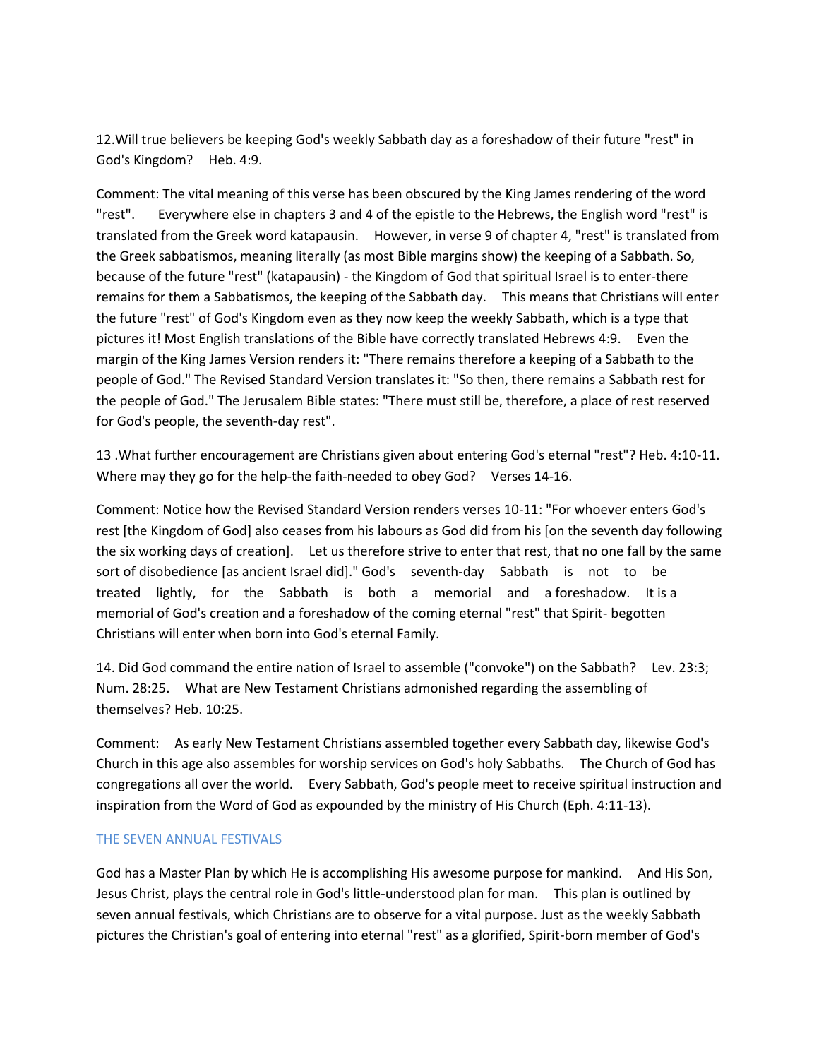12.Will true believers be keeping God's weekly Sabbath day as a foreshadow of their future "rest" in God's Kingdom? Heb. 4:9.

Comment: The vital meaning of this verse has been obscured by the King James rendering of the word "rest". Everywhere else in chapters 3 and 4 of the epistle to the Hebrews, the English word "rest" is translated from the Greek word katapausin. However, in verse 9 of chapter 4, "rest" is translated from the Greek sabbatismos, meaning literally (as most Bible margins show) the keeping of a Sabbath. So, because of the future "rest" (katapausin) - the Kingdom of God that spiritual Israel is to enter-there remains for them a Sabbatismos, the keeping of the Sabbath day. This means that Christians will enter the future "rest" of God's Kingdom even as they now keep the weekly Sabbath, which is a type that pictures it! Most English translations of the Bible have correctly translated Hebrews 4:9. Even the margin of the King James Version renders it: "There remains therefore a keeping of a Sabbath to the people of God." The Revised Standard Version translates it: "So then, there remains a Sabbath rest for the people of God." The Jerusalem Bible states: "There must still be, therefore, a place of rest reserved for God's people, the seventh-day rest".

13 .What further encouragement are Christians given about entering God's eternal "rest"? Heb. 4:10-11. Where may they go for the help-the faith-needed to obey God? Verses 14-16.

Comment: Notice how the Revised Standard Version renders verses 10-11: "For whoever enters God's rest [the Kingdom of God] also ceases from his labours as God did from his [on the seventh day following the six working days of creation]. Let us therefore strive to enter that rest, that no one fall by the same sort of disobedience [as ancient Israel did]." God's seventh-day Sabbath is not to be treated lightly, for the Sabbath is both a memorial and a foreshadow. It is a memorial of God's creation and a foreshadow of the coming eternal "rest" that Spirit- begotten Christians will enter when born into God's eternal Family.

14. Did God command the entire nation of Israel to assemble ("convoke") on the Sabbath? Lev. 23:3; Num. 28:25. What are New Testament Christians admonished regarding the assembling of themselves? Heb. 10:25.

Comment: As early New Testament Christians assembled together every Sabbath day, likewise God's Church in this age also assembles for worship services on God's holy Sabbaths. The Church of God has congregations all over the world. Every Sabbath, God's people meet to receive spiritual instruction and inspiration from the Word of God as expounded by the ministry of His Church (Eph. 4:11-13).

## THE SEVEN ANNUAL FESTIVALS

God has a Master Plan by which He is accomplishing His awesome purpose for mankind. And His Son, Jesus Christ, plays the central role in God's little-understood plan for man. This plan is outlined by seven annual festivals, which Christians are to observe for a vital purpose. Just as the weekly Sabbath pictures the Christian's goal of entering into eternal "rest" as a glorified, Spirit-born member of God's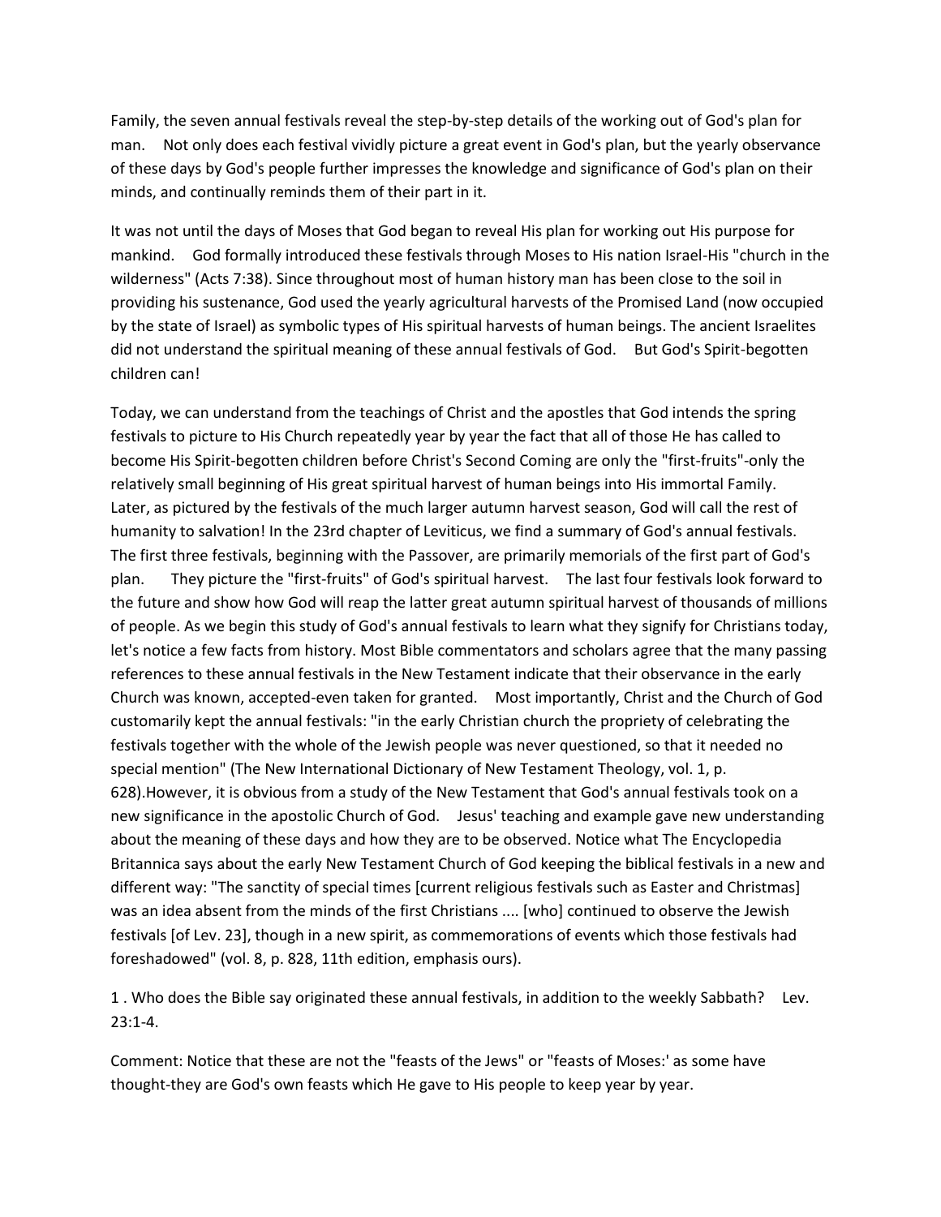Family, the seven annual festivals reveal the step-by-step details of the working out of God's plan for man. Not only does each festival vividly picture a great event in God's plan, but the yearly observance of these days by God's people further impresses the knowledge and significance of God's plan on their minds, and continually reminds them of their part in it.

It was not until the days of Moses that God began to reveal His plan for working out His purpose for mankind. God formally introduced these festivals through Moses to His nation Israel-His "church in the wilderness" (Acts 7:38). Since throughout most of human history man has been close to the soil in providing his sustenance, God used the yearly agricultural harvests of the Promised Land (now occupied by the state of Israel) as symbolic types of His spiritual harvests of human beings. The ancient Israelites did not understand the spiritual meaning of these annual festivals of God. But God's Spirit-begotten children can!

Today, we can understand from the teachings of Christ and the apostles that God intends the spring festivals to picture to His Church repeatedly year by year the fact that all of those He has called to become His Spirit-begotten children before Christ's Second Coming are only the "first-fruits"-only the relatively small beginning of His great spiritual harvest of human beings into His immortal Family. Later, as pictured by the festivals of the much larger autumn harvest season, God will call the rest of humanity to salvation! In the 23rd chapter of Leviticus, we find a summary of God's annual festivals. The first three festivals, beginning with the Passover, are primarily memorials of the first part of God's plan. They picture the "first-fruits" of God's spiritual harvest. The last four festivals look forward to the future and show how God will reap the latter great autumn spiritual harvest of thousands of millions of people. As we begin this study of God's annual festivals to learn what they signify for Christians today, let's notice a few facts from history. Most Bible commentators and scholars agree that the many passing references to these annual festivals in the New Testament indicate that their observance in the early Church was known, accepted-even taken for granted. Most importantly, Christ and the Church of God customarily kept the annual festivals: "in the early Christian church the propriety of celebrating the festivals together with the whole of the Jewish people was never questioned, so that it needed no special mention" (The New International Dictionary of New Testament Theology, vol. 1, p. 628).However, it is obvious from a study of the New Testament that God's annual festivals took on a new significance in the apostolic Church of God. Jesus' teaching and example gave new understanding about the meaning of these days and how they are to be observed. Notice what The Encyclopedia Britannica says about the early New Testament Church of God keeping the biblical festivals in a new and different way: "The sanctity of special times [current religious festivals such as Easter and Christmas] was an idea absent from the minds of the first Christians .... [who] continued to observe the Jewish festivals [of Lev. 23], though in a new spirit, as commemorations of events which those festivals had foreshadowed" (vol. 8, p. 828, 11th edition, emphasis ours).

1 . Who does the Bible say originated these annual festivals, in addition to the weekly Sabbath? Lev. 23:1-4.

Comment: Notice that these are not the "feasts of the Jews" or "feasts of Moses:' as some have thought-they are God's own feasts which He gave to His people to keep year by year.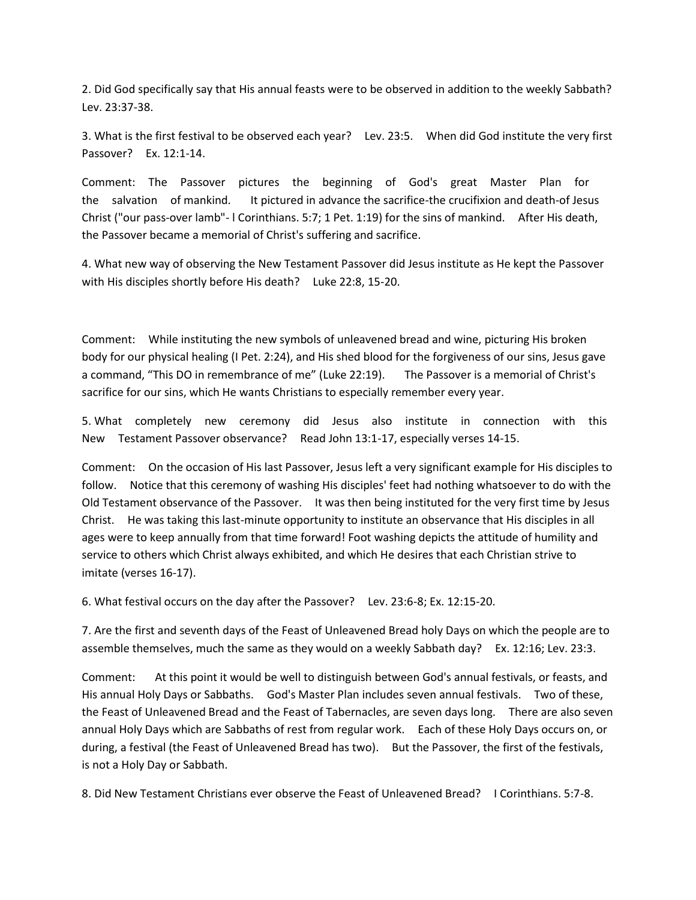2. Did God specifically say that His annual feasts were to be observed in addition to the weekly Sabbath? Lev. 23:37-38.

3. What is the first festival to be observed each year? Lev. 23:5. When did God institute the very first Passover? Ex. 12:1-14.

Comment: The Passover pictures the beginning of God's great Master Plan for the salvation of mankind. It pictured in advance the sacrifice-the crucifixion and death-of Jesus Christ ("our pass-over lamb"- l Corinthians. 5:7; 1 Pet. 1:19) for the sins of mankind. After His death, the Passover became a memorial of Christ's suffering and sacrifice.

4. What new way of observing the New Testament Passover did Jesus institute as He kept the Passover with His disciples shortly before His death? Luke 22:8, 15-20.

Comment: While instituting the new symbols of unleavened bread and wine, picturing His broken body for our physical healing (I Pet. 2:24), and His shed blood for the forgiveness of our sins, Jesus gave a command, "This DO in remembrance of me" (Luke 22:19). The Passover is a memorial of Christ's sacrifice for our sins, which He wants Christians to especially remember every year.

5. What completely new ceremony did Jesus also institute in connection with this New Testament Passover observance? Read John 13:1-17, especially verses 14-15.

Comment: On the occasion of His last Passover, Jesus left a very significant example for His disciples to follow. Notice that this ceremony of washing His disciples' feet had nothing whatsoever to do with the Old Testament observance of the Passover. It was then being instituted for the very first time by Jesus Christ. He was taking this last-minute opportunity to institute an observance that His disciples in all ages were to keep annually from that time forward! Foot washing depicts the attitude of humility and service to others which Christ always exhibited, and which He desires that each Christian strive to imitate (verses 16-17).

6. What festival occurs on the day after the Passover? Lev. 23:6-8; Ex. 12:15-20.

7. Are the first and seventh days of the Feast of Unleavened Bread holy Days on which the people are to assemble themselves, much the same as they would on a weekly Sabbath day? Ex. 12:16; Lev. 23:3.

Comment: At this point it would be well to distinguish between God's annual festivals, or feasts, and His annual Holy Days or Sabbaths. God's Master Plan includes seven annual festivals. Two of these, the Feast of Unleavened Bread and the Feast of Tabernacles, are seven days long. There are also seven annual Holy Days which are Sabbaths of rest from regular work. Each of these Holy Days occurs on, or during, a festival (the Feast of Unleavened Bread has two). But the Passover, the first of the festivals, is not a Holy Day or Sabbath.

8. Did New Testament Christians ever observe the Feast of Unleavened Bread? I Corinthians. 5:7-8.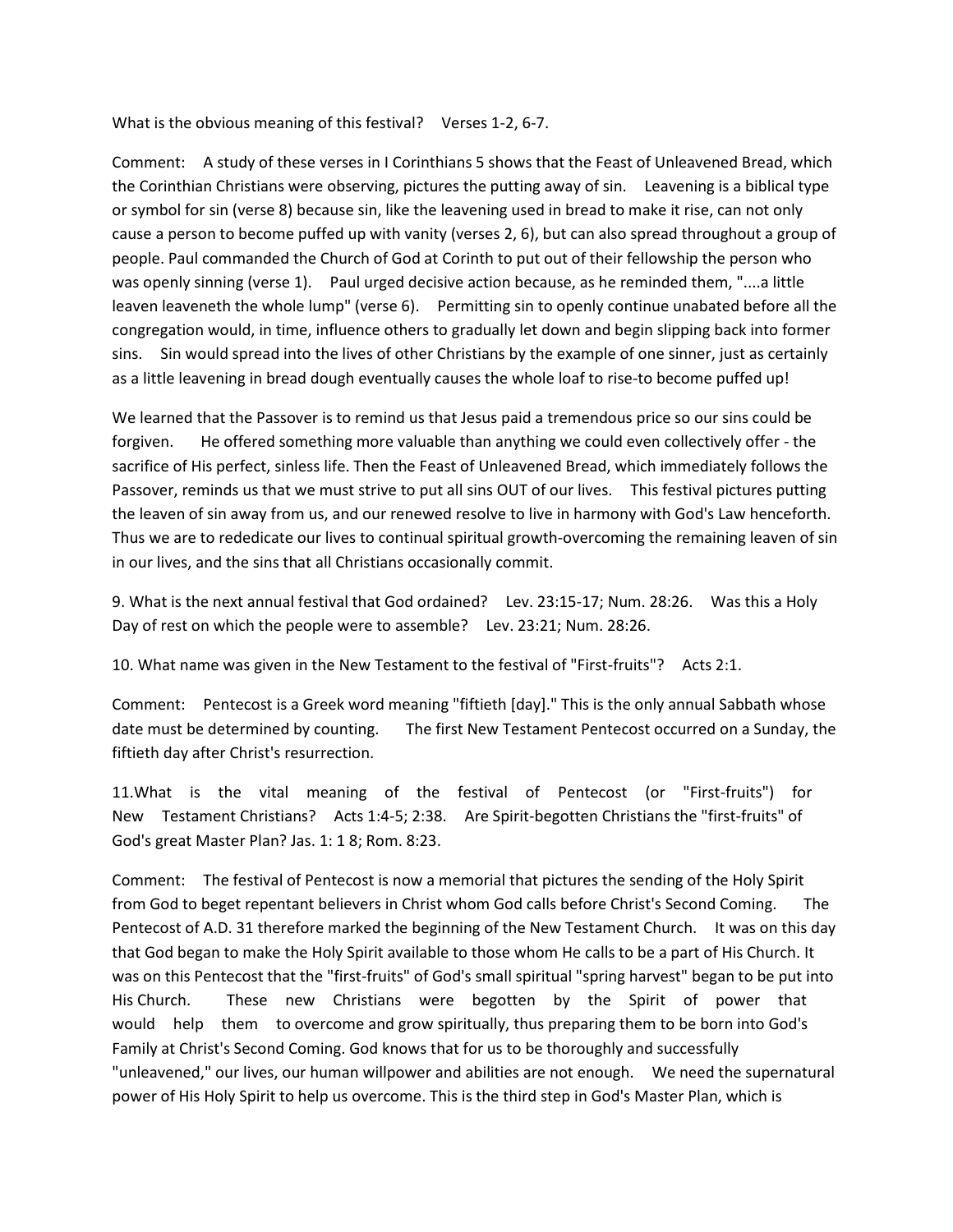What is the obvious meaning of this festival? Verses 1-2, 6-7.

Comment: A study of these verses in I Corinthians 5 shows that the Feast of Unleavened Bread, which the Corinthian Christians were observing, pictures the putting away of sin. Leavening is a biblical type or symbol for sin (verse 8) because sin, like the leavening used in bread to make it rise, can not only cause a person to become puffed up with vanity (verses 2, 6), but can also spread throughout a group of people. Paul commanded the Church of God at Corinth to put out of their fellowship the person who was openly sinning (verse 1). Paul urged decisive action because, as he reminded them, "....a little leaven leaveneth the whole lump" (verse 6). Permitting sin to openly continue unabated before all the congregation would, in time, influence others to gradually let down and begin slipping back into former sins. Sin would spread into the lives of other Christians by the example of one sinner, just as certainly as a little leavening in bread dough eventually causes the whole loaf to rise-to become puffed up!

We learned that the Passover is to remind us that Jesus paid a tremendous price so our sins could be forgiven. He offered something more valuable than anything we could even collectively offer - the sacrifice of His perfect, sinless life. Then the Feast of Unleavened Bread, which immediately follows the Passover, reminds us that we must strive to put all sins OUT of our lives. This festival pictures putting the leaven of sin away from us, and our renewed resolve to live in harmony with God's Law henceforth. Thus we are to rededicate our lives to continual spiritual growth-overcoming the remaining leaven of sin in our lives, and the sins that all Christians occasionally commit.

9. What is the next annual festival that God ordained? Lev. 23:15-17; Num. 28:26. Was this a Holy Day of rest on which the people were to assemble? Lev. 23:21; Num. 28:26.

10. What name was given in the New Testament to the festival of "First-fruits"? Acts 2:1.

Comment: Pentecost is a Greek word meaning "fiftieth [day]." This is the only annual Sabbath whose date must be determined by counting. The first New Testament Pentecost occurred on a Sunday, the fiftieth day after Christ's resurrection.

11. What is the vital meaning of the festival of Pentecost (or "First-fruits") for New Testament Christians? Acts 1:4-5; 2:38. Are Spirit-begotten Christians the "first-fruits" of God's great Master Plan? Jas. 1: 1 8; Rom. 8:23.

Comment: The festival of Pentecost is now a memorial that pictures the sending of the Holy Spirit from God to beget repentant believers in Christ whom God calls before Christ's Second Coming. The Pentecost of A.D. 31 therefore marked the beginning of the New Testament Church. It was on this day that God began to make the Holy Spirit available to those whom He calls to be a part of His Church. It was on this Pentecost that the "first-fruits" of God's small spiritual "spring harvest" began to be put into His Church. These new Christians were begotten by the Spirit of power that would help them to overcome and grow spiritually, thus preparing them to be born into God's Family at Christ's Second Coming. God knows that for us to be thoroughly and successfully "unleavened," our lives, our human willpower and abilities are not enough. We need the supernatural power of His Holy Spirit to help us overcome. This is the third step in God's Master Plan, which is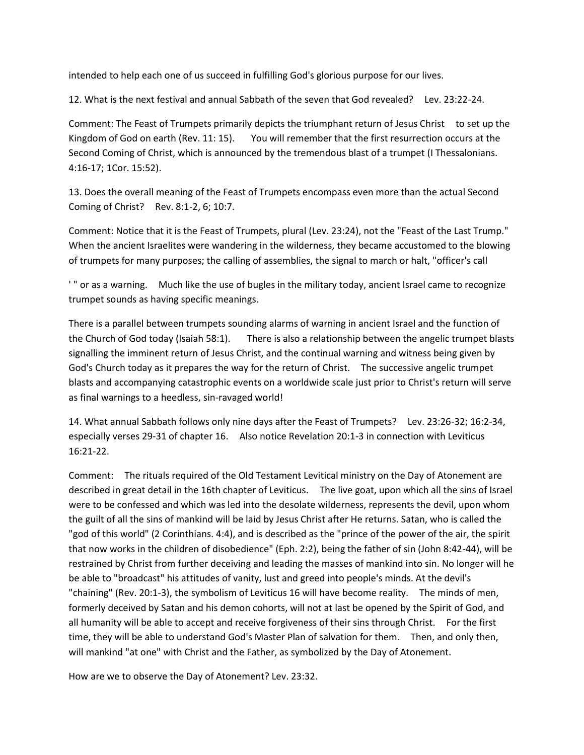intended to help each one of us succeed in fulfilling God's glorious purpose for our lives.

12. What is the next festival and annual Sabbath of the seven that God revealed? Lev. 23:22-24.

Comment: The Feast of Trumpets primarily depicts the triumphant return of Jesus Christ to set up the Kingdom of God on earth (Rev. 11: 15). You will remember that the first resurrection occurs at the Second Coming of Christ, which is announced by the tremendous blast of a trumpet (I Thessalonians. 4:16-17; 1Cor. 15:52).

13. Does the overall meaning of the Feast of Trumpets encompass even more than the actual Second Coming of Christ? Rev. 8:1-2, 6; 10:7.

Comment: Notice that it is the Feast of Trumpets, plural (Lev. 23:24), not the "Feast of the Last Trump." When the ancient Israelites were wandering in the wilderness, they became accustomed to the blowing of trumpets for many purposes; the calling of assemblies, the signal to march or halt, "officer's call

' " or as a warning. Much like the use of bugles in the military today, ancient Israel came to recognize trumpet sounds as having specific meanings.

There is a parallel between trumpets sounding alarms of warning in ancient Israel and the function of the Church of God today (Isaiah 58:1). There is also a relationship between the angelic trumpet blasts signalling the imminent return of Jesus Christ, and the continual warning and witness being given by God's Church today as it prepares the way for the return of Christ. The successive angelic trumpet blasts and accompanying catastrophic events on a worldwide scale just prior to Christ's return will serve as final warnings to a heedless, sin-ravaged world!

14. What annual Sabbath follows only nine days after the Feast of Trumpets? Lev. 23:26-32; 16:2-34, especially verses 29-31 of chapter 16. Also notice Revelation 20:1-3 in connection with Leviticus 16:21-22.

Comment: The rituals required of the Old Testament Levitical ministry on the Day of Atonement are described in great detail in the 16th chapter of Leviticus. The live goat, upon which all the sins of Israel were to be confessed and which was led into the desolate wilderness, represents the devil, upon whom the guilt of all the sins of mankind will be laid by Jesus Christ after He returns. Satan, who is called the "god of this world" (2 Corinthians. 4:4), and is described as the "prince of the power of the air, the spirit that now works in the children of disobedience" (Eph. 2:2), being the father of sin (John 8:42-44), will be restrained by Christ from further deceiving and leading the masses of mankind into sin. No longer will he be able to "broadcast" his attitudes of vanity, lust and greed into people's minds. At the devil's "chaining" (Rev. 20:1-3), the symbolism of Leviticus 16 will have become reality. The minds of men, formerly deceived by Satan and his demon cohorts, will not at last be opened by the Spirit of God, and all humanity will be able to accept and receive forgiveness of their sins through Christ. For the first time, they will be able to understand God's Master Plan of salvation for them. Then, and only then, will mankind "at one" with Christ and the Father, as symbolized by the Day of Atonement.

How are we to observe the Day of Atonement? Lev. 23:32.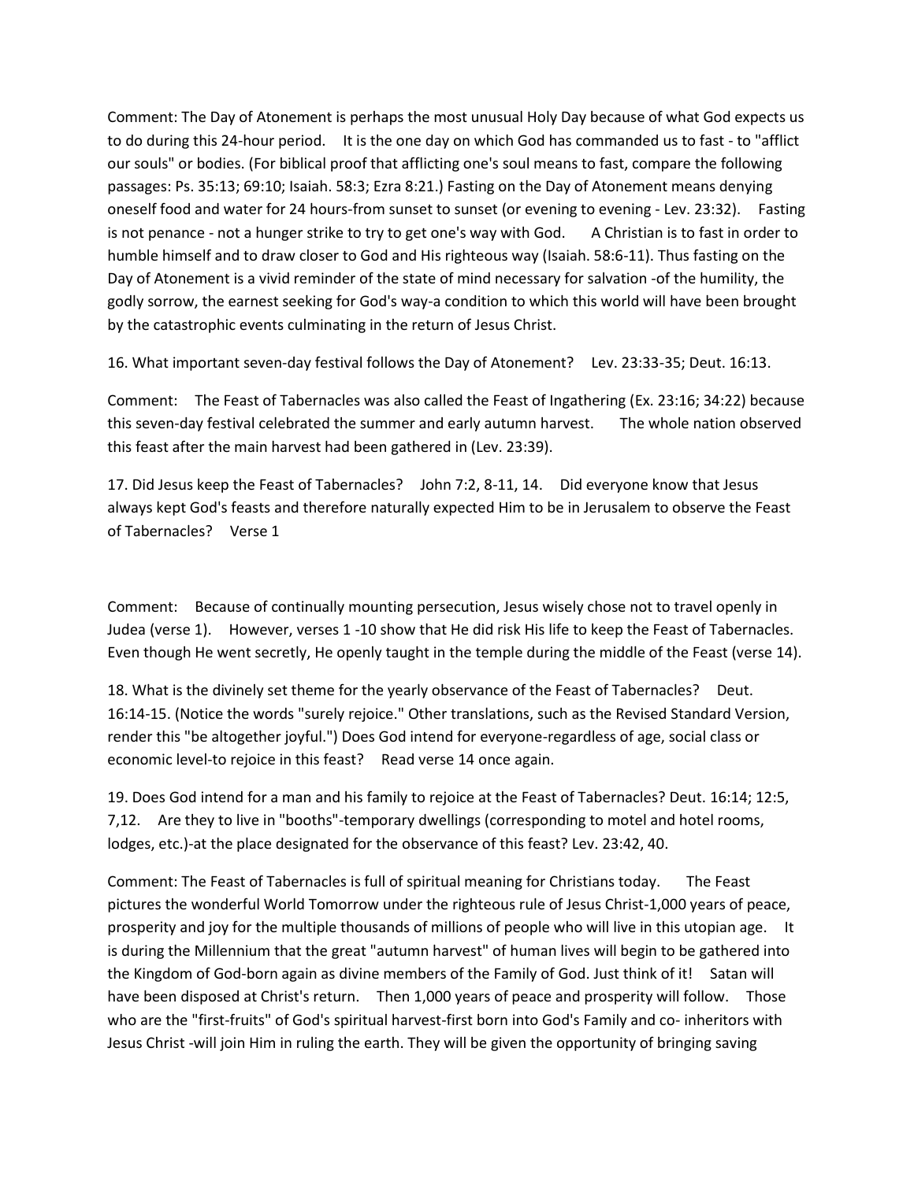Comment: The Day of Atonement is perhaps the most unusual Holy Day because of what God expects us to do during this 24-hour period. It is the one day on which God has commanded us to fast - to "afflict our souls" or bodies. (For biblical proof that afflicting one's soul means to fast, compare the following passages: Ps. 35:13; 69:10; Isaiah. 58:3; Ezra 8:21.) Fasting on the Day of Atonement means denying oneself food and water for 24 hours-from sunset to sunset (or evening to evening - Lev. 23:32). Fasting is not penance - not a hunger strike to try to get one's way with God. A Christian is to fast in order to humble himself and to draw closer to God and His righteous way (Isaiah. 58:6-11). Thus fasting on the Day of Atonement is a vivid reminder of the state of mind necessary for salvation -of the humility, the godly sorrow, the earnest seeking for God's way-a condition to which this world will have been brought by the catastrophic events culminating in the return of Jesus Christ.

16. What important seven-day festival follows the Day of Atonement? Lev. 23:33-35; Deut. 16:13.

Comment: The Feast of Tabernacles was also called the Feast of Ingathering (Ex. 23:16; 34:22) because this seven-day festival celebrated the summer and early autumn harvest. The whole nation observed this feast after the main harvest had been gathered in (Lev. 23:39).

17. Did Jesus keep the Feast of Tabernacles? John 7:2, 8-11, 14. Did everyone know that Jesus always kept God's feasts and therefore naturally expected Him to be in Jerusalem to observe the Feast of Tabernacles? Verse 1

Comment: Because of continually mounting persecution, Jesus wisely chose not to travel openly in Judea (verse 1). However, verses 1 -10 show that He did risk His life to keep the Feast of Tabernacles. Even though He went secretly, He openly taught in the temple during the middle of the Feast (verse 14).

18. What is the divinely set theme for the yearly observance of the Feast of Tabernacles? Deut. 16:14-15. (Notice the words "surely rejoice." Other translations, such as the Revised Standard Version, render this "be altogether joyful.") Does God intend for everyone-regardless of age, social class or economic level-to rejoice in this feast? Read verse 14 once again.

19. Does God intend for a man and his family to rejoice at the Feast of Tabernacles? Deut. 16:14; 12:5, 7,12. Are they to live in "booths"-temporary dwellings (corresponding to motel and hotel rooms, lodges, etc.)-at the place designated for the observance of this feast? Lev. 23:42, 40.

Comment: The Feast of Tabernacles is full of spiritual meaning for Christians today. The Feast pictures the wonderful World Tomorrow under the righteous rule of Jesus Christ-1,000 years of peace, prosperity and joy for the multiple thousands of millions of people who will live in this utopian age. It is during the Millennium that the great "autumn harvest" of human lives will begin to be gathered into the Kingdom of God-born again as divine members of the Family of God. Just think of it! Satan will have been disposed at Christ's return. Then 1,000 years of peace and prosperity will follow. Those who are the "first-fruits" of God's spiritual harvest-first born into God's Family and co- inheritors with Jesus Christ -will join Him in ruling the earth. They will be given the opportunity of bringing saving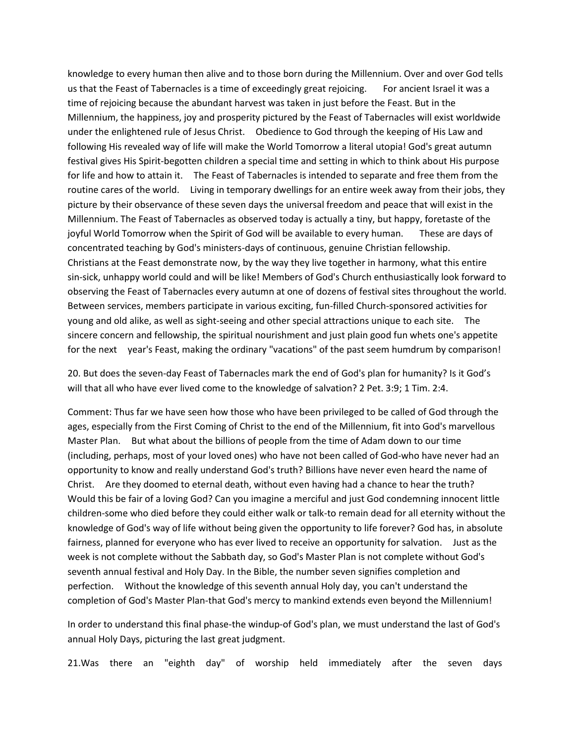knowledge to every human then alive and to those born during the Millennium. Over and over God tells us that the Feast of Tabernacles is a time of exceedingly great rejoicing. For ancient Israel it was a time of rejoicing because the abundant harvest was taken in just before the Feast. But in the Millennium, the happiness, joy and prosperity pictured by the Feast of Tabernacles will exist worldwide under the enlightened rule of Jesus Christ. Obedience to God through the keeping of His Law and following His revealed way of life will make the World Tomorrow a literal utopia! God's great autumn festival gives His Spirit-begotten children a special time and setting in which to think about His purpose for life and how to attain it. The Feast of Tabernacles is intended to separate and free them from the routine cares of the world. Living in temporary dwellings for an entire week away from their jobs, they picture by their observance of these seven days the universal freedom and peace that will exist in the Millennium. The Feast of Tabernacles as observed today is actually a tiny, but happy, foretaste of the joyful World Tomorrow when the Spirit of God will be available to every human. These are days of concentrated teaching by God's ministers-days of continuous, genuine Christian fellowship. Christians at the Feast demonstrate now, by the way they live together in harmony, what this entire sin-sick, unhappy world could and will be like! Members of God's Church enthusiastically look forward to observing the Feast of Tabernacles every autumn at one of dozens of festival sites throughout the world. Between services, members participate in various exciting, fun-filled Church-sponsored activities for young and old alike, as well as sight-seeing and other special attractions unique to each site. The sincere concern and fellowship, the spiritual nourishment and just plain good fun whets one's appetite for the next year's Feast, making the ordinary "vacations" of the past seem humdrum by comparison!

20. But does the seven-day Feast of Tabernacles mark the end of God's plan for humanity? Is it God's will that all who have ever lived come to the knowledge of salvation? 2 Pet. 3:9; 1 Tim. 2:4.

Comment: Thus far we have seen how those who have been privileged to be called of God through the ages, especially from the First Coming of Christ to the end of the Millennium, fit into God's marvellous Master Plan. But what about the billions of people from the time of Adam down to our time (including, perhaps, most of your loved ones) who have not been called of God-who have never had an opportunity to know and really understand God's truth? Billions have never even heard the name of Christ. Are they doomed to eternal death, without even having had a chance to hear the truth? Would this be fair of a loving God? Can you imagine a merciful and just God condemning innocent little children-some who died before they could either walk or talk-to remain dead for all eternity without the knowledge of God's way of life without being given the opportunity to life forever? God has, in absolute fairness, planned for everyone who has ever lived to receive an opportunity for salvation. Just as the week is not complete without the Sabbath day, so God's Master Plan is not complete without God's seventh annual festival and Holy Day. In the Bible, the number seven signifies completion and perfection. Without the knowledge of this seventh annual Holy day, you can't understand the completion of God's Master Plan-that God's mercy to mankind extends even beyond the Millennium!

In order to understand this final phase-the windup-of God's plan, we must understand the last of God's annual Holy Days, picturing the last great judgment.

21.Was there an "eighth day" of worship held immediately after the seven days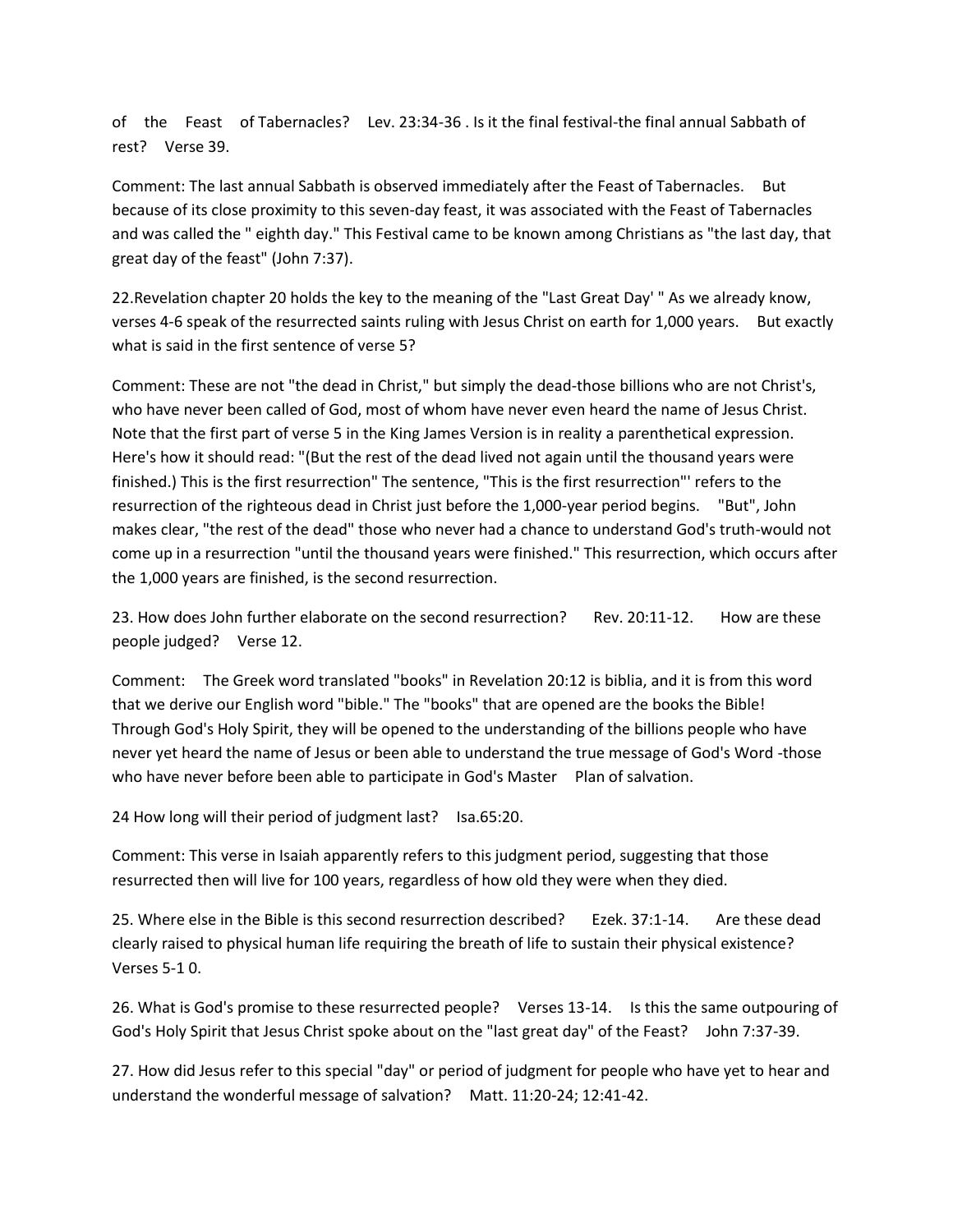of the Feast of Tabernacles? Lev. 23:34-36 . Is it the final festival-the final annual Sabbath of rest? Verse 39.

Comment: The last annual Sabbath is observed immediately after the Feast of Tabernacles. But because of its close proximity to this seven-day feast, it was associated with the Feast of Tabernacles and was called the " eighth day." This Festival came to be known among Christians as "the last day, that great day of the feast" (John 7:37).

22.Revelation chapter 20 holds the key to the meaning of the "Last Great Day' " As we already know, verses 4-6 speak of the resurrected saints ruling with Jesus Christ on earth for 1,000 years. But exactly what is said in the first sentence of verse 5?

Comment: These are not "the dead in Christ," but simply the dead-those billions who are not Christ's, who have never been called of God, most of whom have never even heard the name of Jesus Christ. Note that the first part of verse 5 in the King James Version is in reality a parenthetical expression. Here's how it should read: "(But the rest of the dead lived not again until the thousand years were finished.) This is the first resurrection" The sentence, "This is the first resurrection"' refers to the resurrection of the righteous dead in Christ just before the 1,000-year period begins. "But", John makes clear, "the rest of the dead" those who never had a chance to understand God's truth-would not come up in a resurrection "until the thousand years were finished." This resurrection, which occurs after the 1,000 years are finished, is the second resurrection.

23. How does John further elaborate on the second resurrection? Rev. 20:11-12. How are these people judged? Verse 12.

Comment: The Greek word translated "books" in Revelation 20:12 is biblia, and it is from this word that we derive our English word "bible." The "books" that are opened are the books the Bible! Through God's Holy Spirit, they will be opened to the understanding of the billions people who have never yet heard the name of Jesus or been able to understand the true message of God's Word -those who have never before been able to participate in God's Master Plan of salvation.

24 How long will their period of judgment last? Isa.65:20.

Comment: This verse in Isaiah apparently refers to this judgment period, suggesting that those resurrected then will live for 100 years, regardless of how old they were when they died.

25. Where else in the Bible is this second resurrection described? Ezek. 37:1-14. Are these dead clearly raised to physical human life requiring the breath of life to sustain their physical existence? Verses 5-1 0.

26. What is God's promise to these resurrected people? Verses 13-14. Is this the same outpouring of God's Holy Spirit that Jesus Christ spoke about on the "last great day" of the Feast? John 7:37-39.

27. How did Jesus refer to this special "day" or period of judgment for people who have yet to hear and understand the wonderful message of salvation? Matt. 11:20-24; 12:41-42.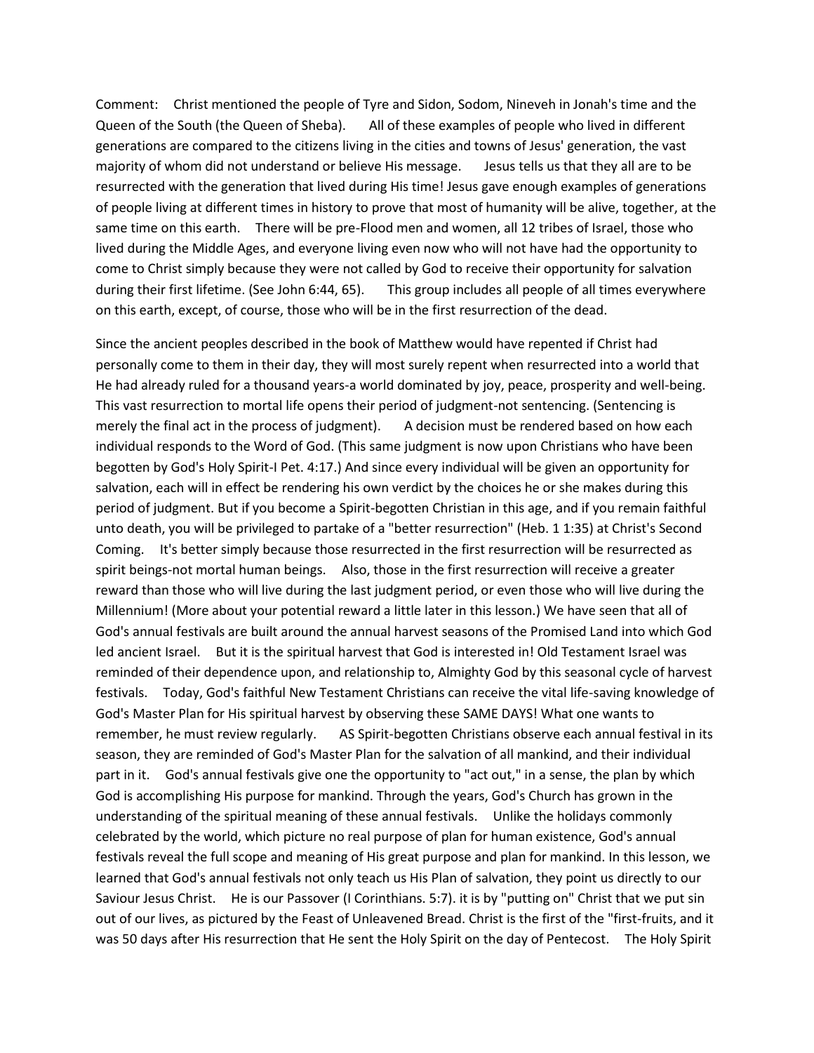Comment: Christ mentioned the people of Tyre and Sidon, Sodom, Nineveh in Jonah's time and the Queen of the South (the Queen of Sheba). All of these examples of people who lived in different generations are compared to the citizens living in the cities and towns of Jesus' generation, the vast majority of whom did not understand or believe His message. Jesus tells us that they all are to be resurrected with the generation that lived during His time! Jesus gave enough examples of generations of people living at different times in history to prove that most of humanity will be alive, together, at the same time on this earth. There will be pre-Flood men and women, all 12 tribes of Israel, those who lived during the Middle Ages, and everyone living even now who will not have had the opportunity to come to Christ simply because they were not called by God to receive their opportunity for salvation during their first lifetime. (See John 6:44, 65). This group includes all people of all times everywhere on this earth, except, of course, those who will be in the first resurrection of the dead.

Since the ancient peoples described in the book of Matthew would have repented if Christ had personally come to them in their day, they will most surely repent when resurrected into a world that He had already ruled for a thousand years-a world dominated by joy, peace, prosperity and well-being. This vast resurrection to mortal life opens their period of judgment-not sentencing. (Sentencing is merely the final act in the process of judgment). A decision must be rendered based on how each individual responds to the Word of God. (This same judgment is now upon Christians who have been begotten by God's Holy Spirit-I Pet. 4:17.) And since every individual will be given an opportunity for salvation, each will in effect be rendering his own verdict by the choices he or she makes during this period of judgment. But if you become a Spirit-begotten Christian in this age, and if you remain faithful unto death, you will be privileged to partake of a "better resurrection" (Heb. 1 1:35) at Christ's Second Coming. It's better simply because those resurrected in the first resurrection will be resurrected as spirit beings-not mortal human beings. Also, those in the first resurrection will receive a greater reward than those who will live during the last judgment period, or even those who will live during the Millennium! (More about your potential reward a little later in this lesson.) We have seen that all of God's annual festivals are built around the annual harvest seasons of the Promised Land into which God led ancient Israel. But it is the spiritual harvest that God is interested in! Old Testament Israel was reminded of their dependence upon, and relationship to, Almighty God by this seasonal cycle of harvest festivals. Today, God's faithful New Testament Christians can receive the vital life-saving knowledge of God's Master Plan for His spiritual harvest by observing these SAME DAYS! What one wants to remember, he must review regularly. AS Spirit-begotten Christians observe each annual festival in its season, they are reminded of God's Master Plan for the salvation of all mankind, and their individual part in it. God's annual festivals give one the opportunity to "act out," in a sense, the plan by which God is accomplishing His purpose for mankind. Through the years, God's Church has grown in the understanding of the spiritual meaning of these annual festivals. Unlike the holidays commonly celebrated by the world, which picture no real purpose of plan for human existence, God's annual festivals reveal the full scope and meaning of His great purpose and plan for mankind. In this lesson, we learned that God's annual festivals not only teach us His Plan of salvation, they point us directly to our Saviour Jesus Christ. He is our Passover (I Corinthians. 5:7). it is by "putting on" Christ that we put sin out of our lives, as pictured by the Feast of Unleavened Bread. Christ is the first of the "first-fruits, and it was 50 days after His resurrection that He sent the Holy Spirit on the day of Pentecost. The Holy Spirit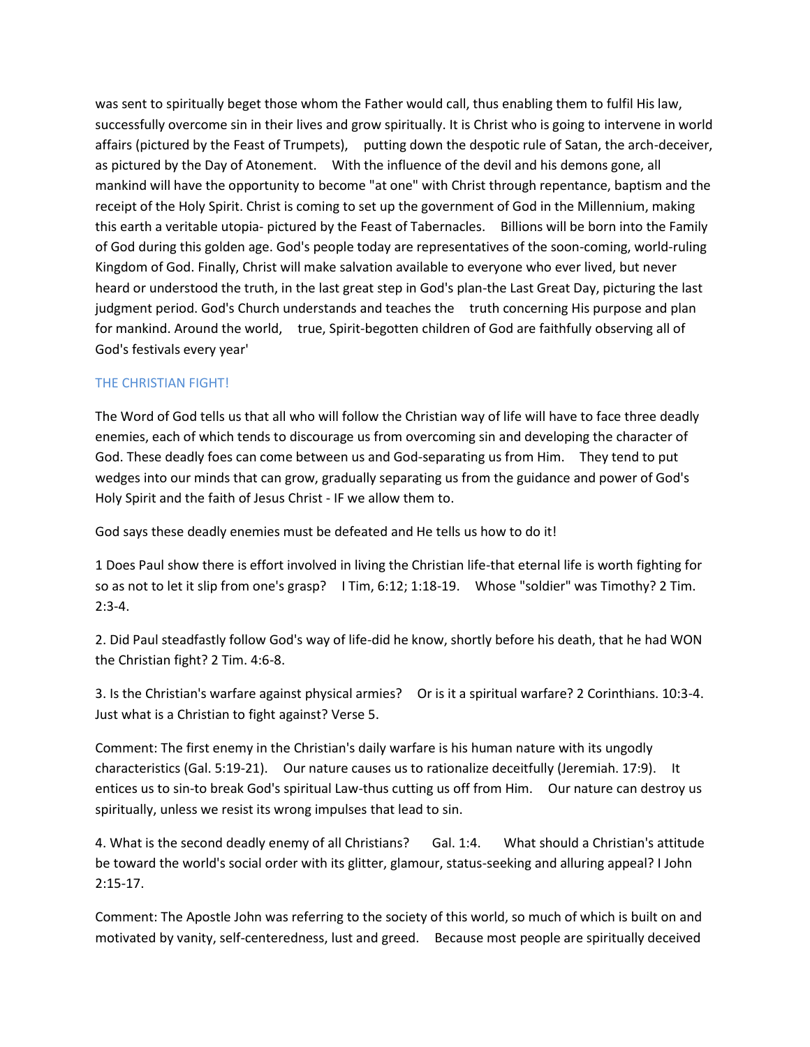was sent to spiritually beget those whom the Father would call, thus enabling them to fulfil His law, successfully overcome sin in their lives and grow spiritually. It is Christ who is going to intervene in world affairs (pictured by the Feast of Trumpets), putting down the despotic rule of Satan, the arch-deceiver, as pictured by the Day of Atonement. With the influence of the devil and his demons gone, all mankind will have the opportunity to become "at one" with Christ through repentance, baptism and the receipt of the Holy Spirit. Christ is coming to set up the government of God in the Millennium, making this earth a veritable utopia- pictured by the Feast of Tabernacles. Billions will be born into the Family of God during this golden age. God's people today are representatives of the soon-coming, world-ruling Kingdom of God. Finally, Christ will make salvation available to everyone who ever lived, but never heard or understood the truth, in the last great step in God's plan-the Last Great Day, picturing the last judgment period. God's Church understands and teaches the truth concerning His purpose and plan for mankind. Around the world, true, Spirit-begotten children of God are faithfully observing all of God's festivals every year'

## THE CHRISTIAN FIGHT!

The Word of God tells us that all who will follow the Christian way of life will have to face three deadly enemies, each of which tends to discourage us from overcoming sin and developing the character of God. These deadly foes can come between us and God-separating us from Him. They tend to put wedges into our minds that can grow, gradually separating us from the guidance and power of God's Holy Spirit and the faith of Jesus Christ - IF we allow them to.

God says these deadly enemies must be defeated and He tells us how to do it!

1 Does Paul show there is effort involved in living the Christian life-that eternal life is worth fighting for so as not to let it slip from one's grasp? I Tim, 6:12; 1:18-19. Whose "soldier" was Timothy? 2 Tim. 2:3-4.

2. Did Paul steadfastly follow God's way of life-did he know, shortly before his death, that he had WON the Christian fight? 2 Tim. 4:6-8.

3. Is the Christian's warfare against physical armies? Or is it a spiritual warfare? 2 Corinthians. 10:3-4. Just what is a Christian to fight against? Verse 5.

Comment: The first enemy in the Christian's daily warfare is his human nature with its ungodly characteristics (Gal. 5:19-21). Our nature causes us to rationalize deceitfully (Jeremiah. 17:9). It entices us to sin-to break God's spiritual Law-thus cutting us off from Him. Our nature can destroy us spiritually, unless we resist its wrong impulses that lead to sin.

4. What is the second deadly enemy of all Christians? Gal. 1:4. What should a Christian's attitude be toward the world's social order with its glitter, glamour, status-seeking and alluring appeal? I John 2:15-17.

Comment: The Apostle John was referring to the society of this world, so much of which is built on and motivated by vanity, self-centeredness, lust and greed. Because most people are spiritually deceived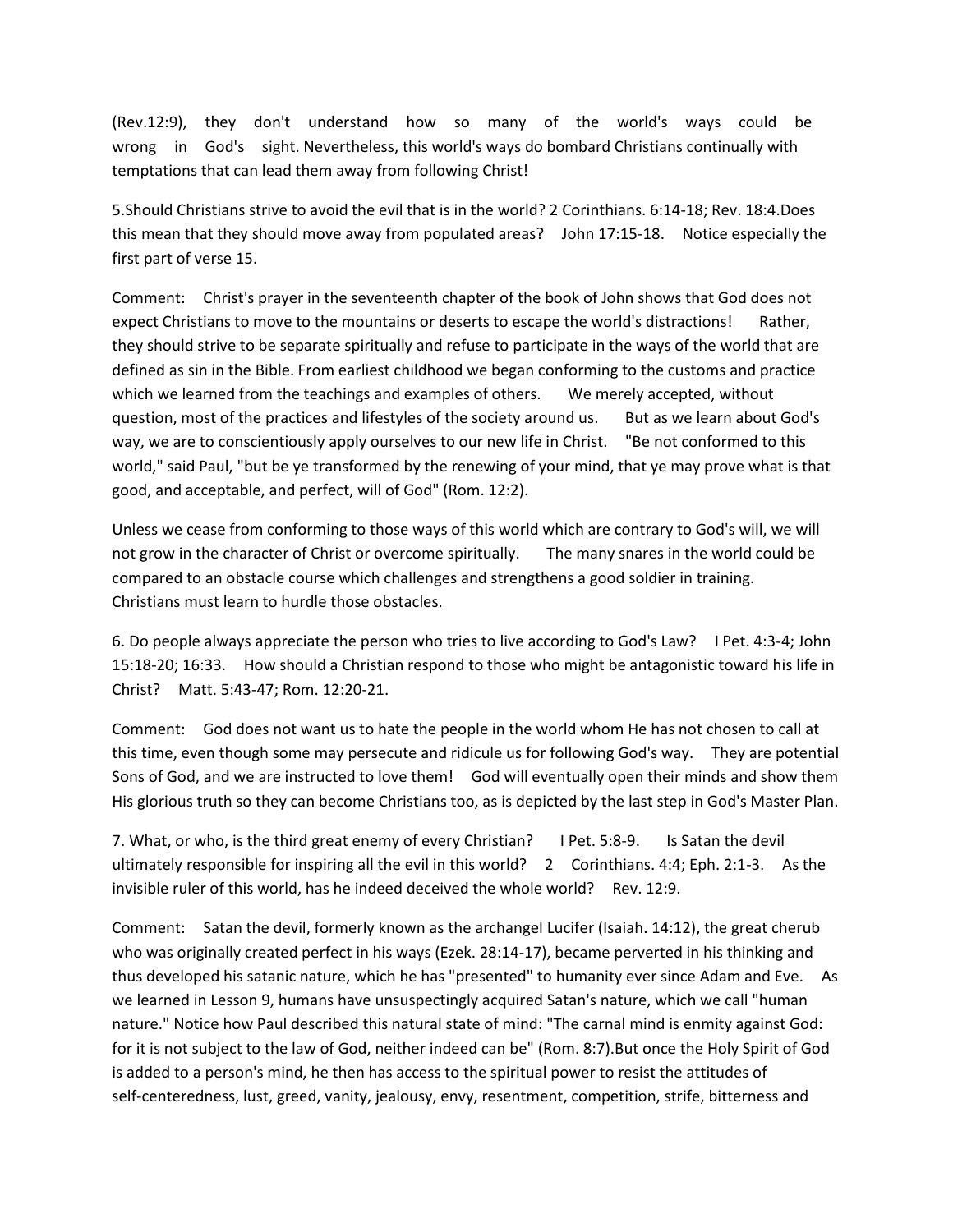(Rev.12:9), they don't understand how so many of the world's ways could be wrong in God's sight. Nevertheless, this world's ways do bombard Christians continually with temptations that can lead them away from following Christ!

5.Should Christians strive to avoid the evil that is in the world? 2 Corinthians. 6:14-18; Rev. 18:4.Does this mean that they should move away from populated areas? John 17:15-18. Notice especially the first part of verse 15.

Comment: Christ's prayer in the seventeenth chapter of the book of John shows that God does not expect Christians to move to the mountains or deserts to escape the world's distractions! Rather, they should strive to be separate spiritually and refuse to participate in the ways of the world that are defined as sin in the Bible. From earliest childhood we began conforming to the customs and practice which we learned from the teachings and examples of others. We merely accepted, without question, most of the practices and lifestyles of the society around us. But as we learn about God's way, we are to conscientiously apply ourselves to our new life in Christ. "Be not conformed to this world," said Paul, "but be ye transformed by the renewing of your mind, that ye may prove what is that good, and acceptable, and perfect, will of God" (Rom. 12:2).

Unless we cease from conforming to those ways of this world which are contrary to God's will, we will not grow in the character of Christ or overcome spiritually. The many snares in the world could be compared to an obstacle course which challenges and strengthens a good soldier in training. Christians must learn to hurdle those obstacles.

6. Do people always appreciate the person who tries to live according to God's Law? I Pet. 4:3-4; John 15:18-20; 16:33. How should a Christian respond to those who might be antagonistic toward his life in Christ? Matt. 5:43-47; Rom. 12:20-21.

Comment: God does not want us to hate the people in the world whom He has not chosen to call at this time, even though some may persecute and ridicule us for following God's way. They are potential Sons of God, and we are instructed to love them! God will eventually open their minds and show them His glorious truth so they can become Christians too, as is depicted by the last step in God's Master Plan.

7. What, or who, is the third great enemy of every Christian? I Pet. 5:8-9. Is Satan the devil ultimately responsible for inspiring all the evil in this world? 2 Corinthians. 4:4; Eph. 2:1-3. As the invisible ruler of this world, has he indeed deceived the whole world? Rev. 12:9.

Comment: Satan the devil, formerly known as the archangel Lucifer (Isaiah. 14:12), the great cherub who was originally created perfect in his ways (Ezek. 28:14-17), became perverted in his thinking and thus developed his satanic nature, which he has "presented" to humanity ever since Adam and Eve. As we learned in Lesson 9, humans have unsuspectingly acquired Satan's nature, which we call "human nature." Notice how Paul described this natural state of mind: "The carnal mind is enmity against God: for it is not subject to the law of God, neither indeed can be" (Rom. 8:7).But once the Holy Spirit of God is added to a person's mind, he then has access to the spiritual power to resist the attitudes of self-centeredness, lust, greed, vanity, jealousy, envy, resentment, competition, strife, bitterness and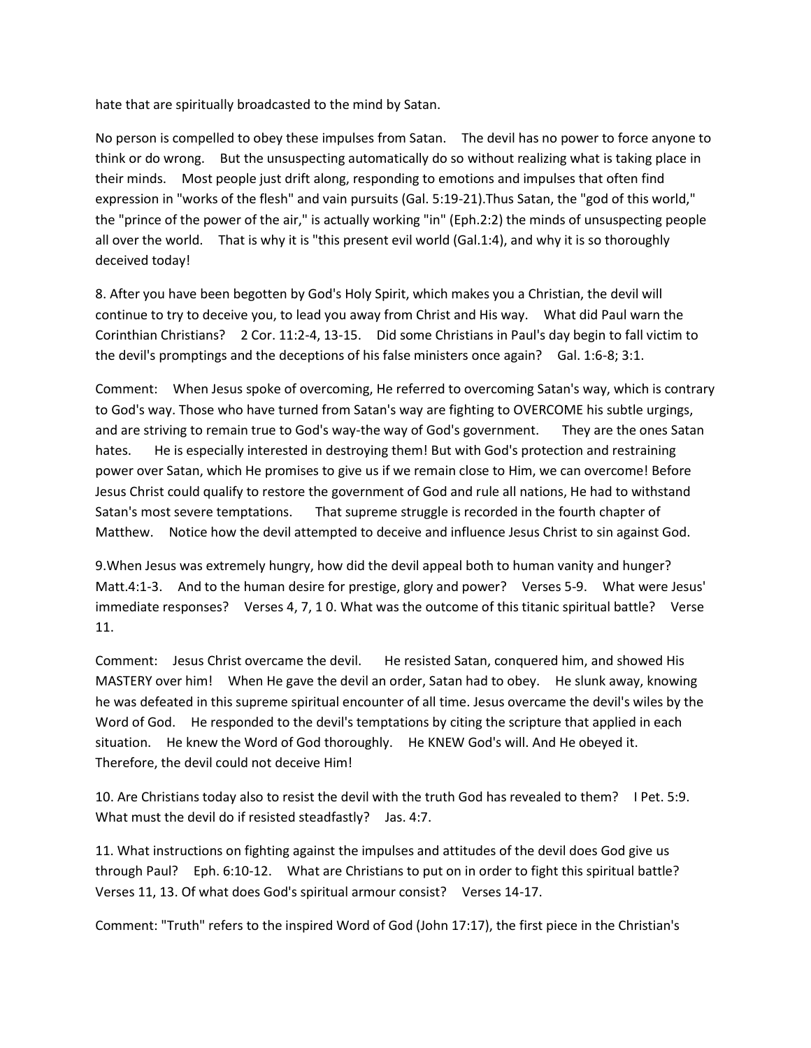hate that are spiritually broadcasted to the mind by Satan.

No person is compelled to obey these impulses from Satan. The devil has no power to force anyone to think or do wrong. But the unsuspecting automatically do so without realizing what is taking place in their minds. Most people just drift along, responding to emotions and impulses that often find expression in "works of the flesh" and vain pursuits (Gal. 5:19-21).Thus Satan, the "god of this world," the "prince of the power of the air," is actually working "in" (Eph.2:2) the minds of unsuspecting people all over the world. That is why it is "this present evil world (Gal.1:4), and why it is so thoroughly deceived today!

8. After you have been begotten by God's Holy Spirit, which makes you a Christian, the devil will continue to try to deceive you, to lead you away from Christ and His way. What did Paul warn the Corinthian Christians? 2 Cor. 11:2-4, 13-15. Did some Christians in Paul's day begin to fall victim to the devil's promptings and the deceptions of his false ministers once again? Gal. 1:6-8; 3:1.

Comment: When Jesus spoke of overcoming, He referred to overcoming Satan's way, which is contrary to God's way. Those who have turned from Satan's way are fighting to OVERCOME his subtle urgings, and are striving to remain true to God's way-the way of God's government. They are the ones Satan hates. He is especially interested in destroying them! But with God's protection and restraining power over Satan, which He promises to give us if we remain close to Him, we can overcome! Before Jesus Christ could qualify to restore the government of God and rule all nations, He had to withstand Satan's most severe temptations. That supreme struggle is recorded in the fourth chapter of Matthew. Notice how the devil attempted to deceive and influence Jesus Christ to sin against God.

9.When Jesus was extremely hungry, how did the devil appeal both to human vanity and hunger? Matt.4:1-3. And to the human desire for prestige, glory and power? Verses 5-9. What were Jesus' immediate responses? Verses 4, 7, 1 0. What was the outcome of this titanic spiritual battle? Verse 11.

Comment: Jesus Christ overcame the devil. He resisted Satan, conquered him, and showed His MASTERY over him! When He gave the devil an order, Satan had to obey. He slunk away, knowing he was defeated in this supreme spiritual encounter of all time. Jesus overcame the devil's wiles by the Word of God. He responded to the devil's temptations by citing the scripture that applied in each situation. He knew the Word of God thoroughly. He KNEW God's will. And He obeyed it. Therefore, the devil could not deceive Him!

10. Are Christians today also to resist the devil with the truth God has revealed to them? I Pet. 5:9. What must the devil do if resisted steadfastly? Jas. 4:7.

11. What instructions on fighting against the impulses and attitudes of the devil does God give us through Paul? Eph. 6:10-12. What are Christians to put on in order to fight this spiritual battle? Verses 11, 13. Of what does God's spiritual armour consist? Verses 14-17.

Comment: "Truth" refers to the inspired Word of God (John 17:17), the first piece in the Christian's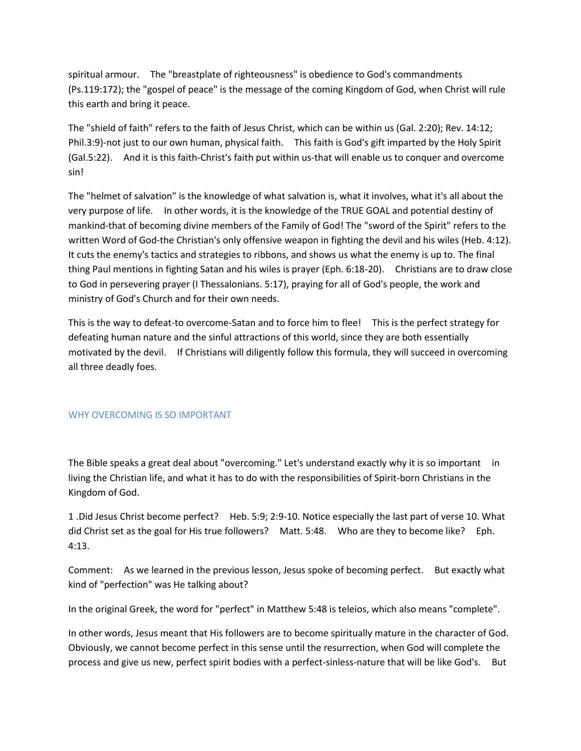spiritual armour. The "breastplate of righteousness" is obedience to God's commandments (Ps.119:172); the "gospel of peace" is the message of the coming Kingdom of God, when Christ will rule this earth and bring it peace.

The "shield of faith" refers to the faith of Jesus Christ, which can be within us (Gal. 2:20); Rev. 14:12; Phil.3:9)-not just to our own human, physical faith. This faith is God's gift imparted by the Holy Spirit (Gal.5:22). And it is this faith-Christ's faith put within us-that will enable us to conquer and overcome sin!

The "helmet of salvation" is the knowledge of what salvation is, what it involves, what it's all about the very purpose of life. In other words, it is the knowledge of the TRUE GOAL and potential destiny of mankind-that of becoming divine members of the Family of God! The "sword of the Spirit" refers to the written Word of God-the Christian's only offensive weapon in fighting the devil and his wiles (Heb. 4:12). It cuts the enemy's tactics and strategies to ribbons, and shows us what the enemy is up to. The final thing Paul mentions in fighting Satan and his wiles is prayer (Eph. 6:18-20). Christians are to draw close to God in persevering prayer (I Thessalonians. 5:17), praying for all of God's people, the work and ministry of God's Church and for their own needs.

This is the way to defeat-to overcome-Satan and to force him to flee! This is the perfect strategy for defeating human nature and the sinful attractions of this world, since they are both essentially motivated by the devil. If Christians will diligently follow this formula, they will succeed in overcoming all three deadly foes.

## WHY OVERCOMING IS SO IMPORTANT

The Bible speaks a great deal about "overcoming." Let's understand exactly why it is so important in living the Christian life, and what it has to do with the responsibilities of Spirit-born Christians in the Kingdom of God.

1 .Did Jesus Christ become perfect? Heb. 5:9; 2:9-10. Notice especially the last part of verse 10. What did Christ set as the goal for His true followers? Matt. 5:48. Who are they to become like? Eph. 4:13.

Comment: As we learned in the previous lesson, Jesus spoke of becoming perfect. But exactly what kind of "perfection" was He talking about?

In the original Greek, the word for "perfect" in Matthew 5:48 is teleios, which also means "complete".

In other words, Jesus meant that His followers are to become spiritually mature in the character of God. Obviously, we cannot become perfect in this sense until the resurrection, when God will complete the process and give us new, perfect spirit bodies with a perfect-sinless-nature that will be like God's. But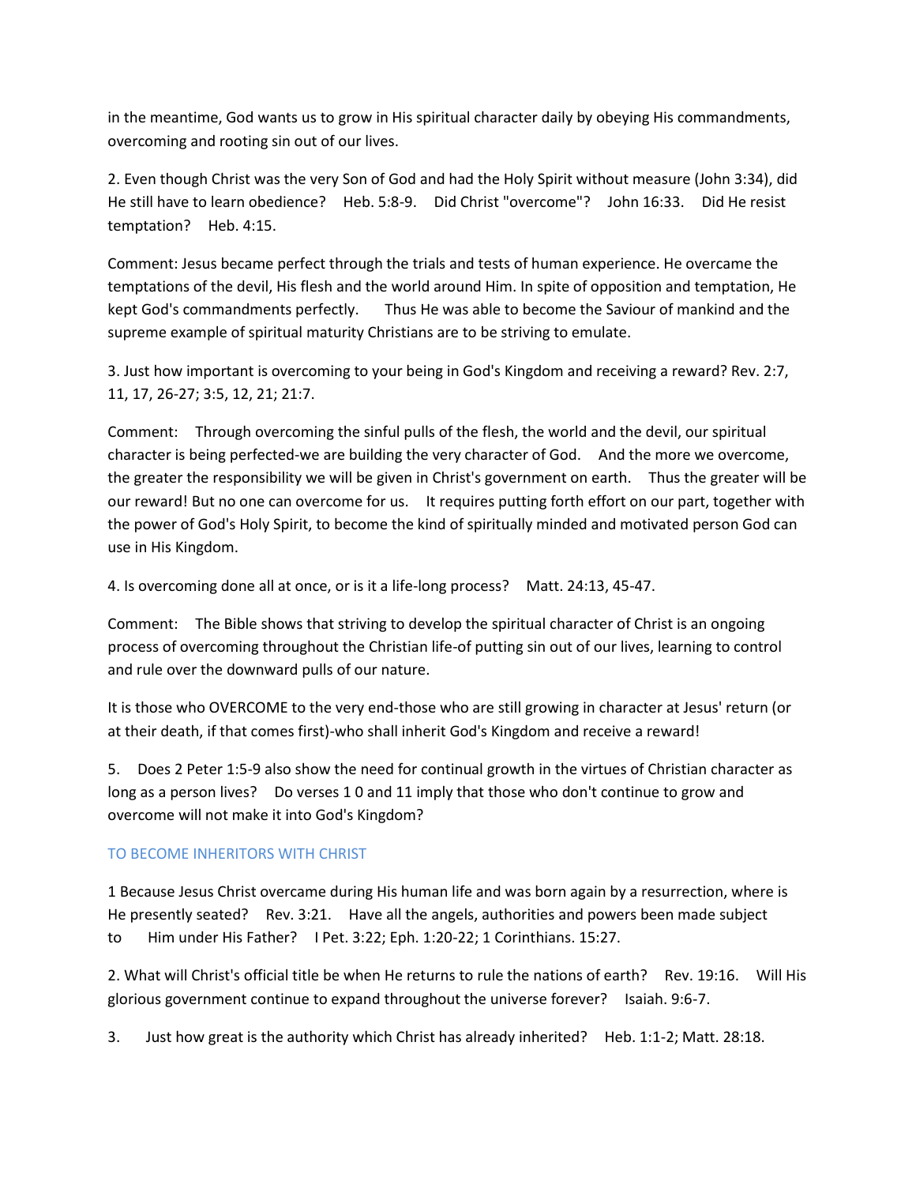in the meantime, God wants us to grow in His spiritual character daily by obeying His commandments, overcoming and rooting sin out of our lives.

2. Even though Christ was the very Son of God and had the Holy Spirit without measure (John 3:34), did He still have to learn obedience? Heb. 5:8-9. Did Christ "overcome"? John 16:33. Did He resist temptation? Heb. 4:15.

Comment: Jesus became perfect through the trials and tests of human experience. He overcame the temptations of the devil, His flesh and the world around Him. In spite of opposition and temptation, He kept God's commandments perfectly. Thus He was able to become the Saviour of mankind and the supreme example of spiritual maturity Christians are to be striving to emulate.

3. Just how important is overcoming to your being in God's Kingdom and receiving a reward? Rev. 2:7, 11, 17, 26-27; 3:5, 12, 21; 21:7.

Comment: Through overcoming the sinful pulls of the flesh, the world and the devil, our spiritual character is being perfected-we are building the very character of God. And the more we overcome, the greater the responsibility we will be given in Christ's government on earth. Thus the greater will be our reward! But no one can overcome for us. It requires putting forth effort on our part, together with the power of God's Holy Spirit, to become the kind of spiritually minded and motivated person God can use in His Kingdom.

4. Is overcoming done all at once, or is it a life-long process? Matt. 24:13, 45-47.

Comment: The Bible shows that striving to develop the spiritual character of Christ is an ongoing process of overcoming throughout the Christian life-of putting sin out of our lives, learning to control and rule over the downward pulls of our nature.

It is those who OVERCOME to the very end-those who are still growing in character at Jesus' return (or at their death, if that comes first)-who shall inherit God's Kingdom and receive a reward!

5. Does 2 Peter 1:5-9 also show the need for continual growth in the virtues of Christian character as long as a person lives? Do verses 1 0 and 11 imply that those who don't continue to grow and overcome will not make it into God's Kingdom?

## TO BECOME INHERITORS WITH CHRIST

1 Because Jesus Christ overcame during His human life and was born again by a resurrection, where is He presently seated? Rev. 3:21. Have all the angels, authorities and powers been made subject to Him under His Father? I Pet. 3:22; Eph. 1:20-22; 1 Corinthians. 15:27.

2. What will Christ's official title be when He returns to rule the nations of earth? Rev. 19:16. Will His glorious government continue to expand throughout the universe forever? Isaiah. 9:6-7.

3. Just how great is the authority which Christ has already inherited? Heb. 1:1-2; Matt. 28:18.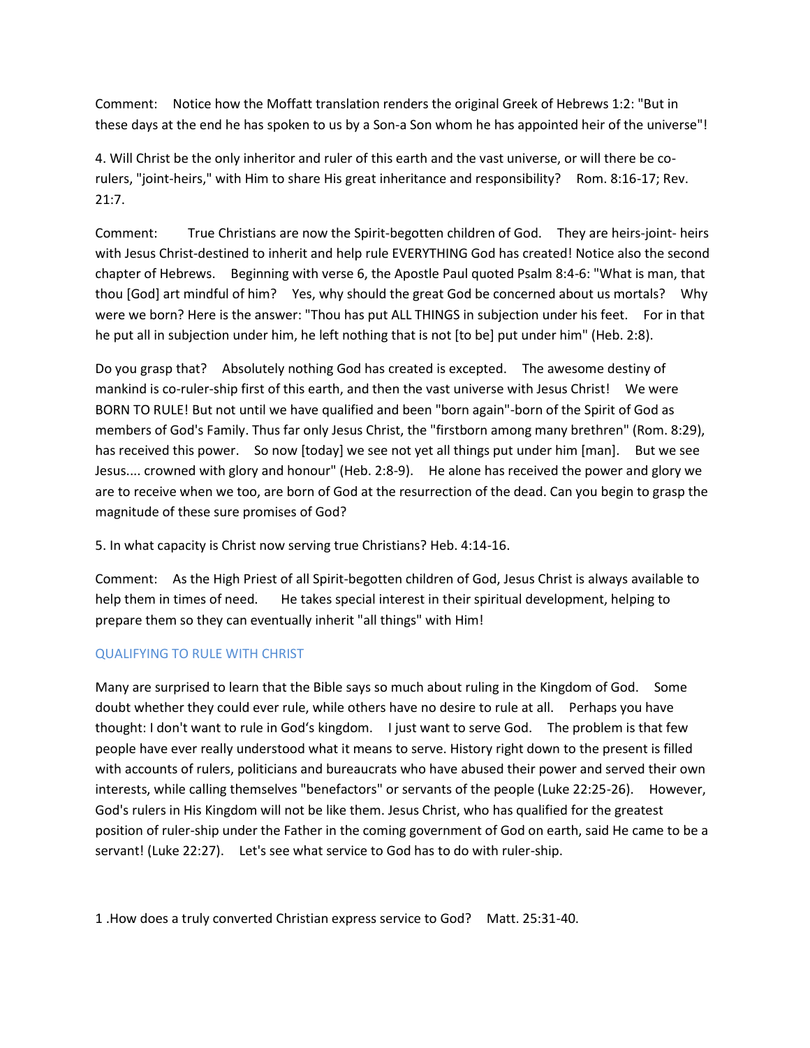Comment: Notice how the Moffatt translation renders the original Greek of Hebrews 1:2: "But in these days at the end he has spoken to us by a Son-a Son whom he has appointed heir of the universe"!

4. Will Christ be the only inheritor and ruler of this earth and the vast universe, or will there be co-rulers, "joint-heirs," with Him to share His great inheritance and responsibility? Rom. 8:16-17; Rev. 21:7.

Comment: True Christians are now the Spirit-begotten children of God. They are heirs-joint- heirs with Jesus Christ-destined to inherit and help rule EVERYTHING God has created! Notice also the second chapter of Hebrews. Beginning with verse 6, the Apostle Paul quoted Psalm 8:4-6: "What is man, that thou [God] art mindful of him? Yes, why should the great God be concerned about us mortals? Why were we born? Here is the answer: "Thou has put ALL THINGS in subjection under his feet. For in that he put all in subjection under him, he left nothing that is not [to be] put under him" (Heb. 2:8).

Do you grasp that? Absolutely nothing God has created is excepted. The awesome destiny of mankind is co-ruler-ship first of this earth, and then the vast universe with Jesus Christ! We were BORN TO RULE! But not until we have qualified and been "born again"-born of the Spirit of God as members of God's Family. Thus far only Jesus Christ, the "firstborn among many brethren" (Rom. 8:29), has received this power. So now [today] we see not yet all things put under him [man]. But we see Jesus.... crowned with glory and honour" (Heb. 2:8-9). He alone has received the power and glory we are to receive when we too, are born of God at the resurrection of the dead. Can you begin to grasp the magnitude of these sure promises of God?

5. In what capacity is Christ now serving true Christians? Heb. 4:14-16.

Comment: As the High Priest of all Spirit-begotten children of God, Jesus Christ is always available to help them in times of need. He takes special interest in their spiritual development, helping to prepare them so they can eventually inherit "all things" with Him!

## QUALIFYING TO RULE WITH CHRIST

Many are surprised to learn that the Bible says so much about ruling in the Kingdom of God. Some doubt whether they could ever rule, while others have no desire to rule at all. Perhaps you have thought: I don't want to rule in God's kingdom. I just want to serve God. The problem is that few people have ever really understood what it means to serve. History right down to the present is filled with accounts of rulers, politicians and bureaucrats who have abused their power and served their own interests, while calling themselves "benefactors" or servants of the people (Luke 22:25-26). However, God's rulers in His Kingdom will not be like them. Jesus Christ, who has qualified for the greatest position of ruler-ship under the Father in the coming government of God on earth, said He came to be a servant! (Luke 22:27). Let's see what service to God has to do with ruler-ship.

1 .How does a truly converted Christian express service to God? Matt. 25:31-40.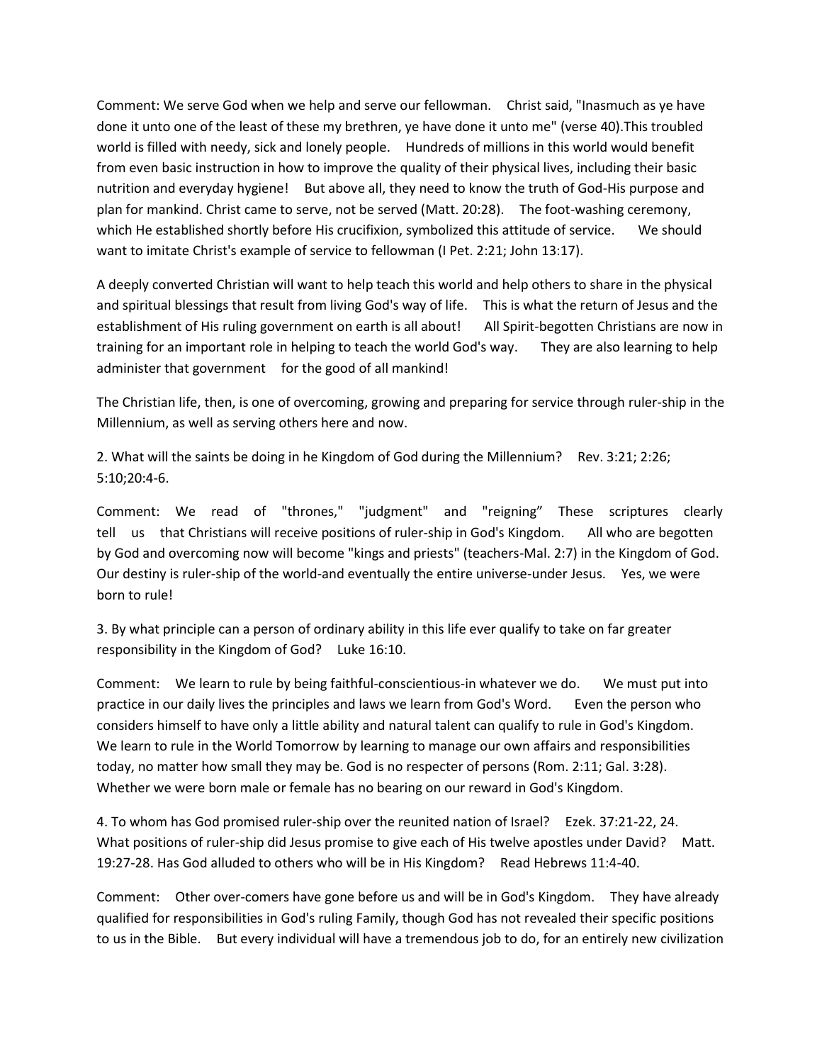Comment: We serve God when we help and serve our fellowman. Christ said, "Inasmuch as ye have done it unto one of the least of these my brethren, ye have done it unto me" (verse 40).This troubled world is filled with needy, sick and lonely people. Hundreds of millions in this world would benefit from even basic instruction in how to improve the quality of their physical lives, including their basic nutrition and everyday hygiene! But above all, they need to know the truth of God-His purpose and plan for mankind. Christ came to serve, not be served (Matt. 20:28). The foot-washing ceremony, which He established shortly before His crucifixion, symbolized this attitude of service. We should want to imitate Christ's example of service to fellowman (I Pet. 2:21; John 13:17).

A deeply converted Christian will want to help teach this world and help others to share in the physical and spiritual blessings that result from living God's way of life. This is what the return of Jesus and the establishment of His ruling government on earth is all about! All Spirit-begotten Christians are now in training for an important role in helping to teach the world God's way. They are also learning to help administer that government for the good of all mankind!

The Christian life, then, is one of overcoming, growing and preparing for service through ruler-ship in the Millennium, as well as serving others here and now.

2. What will the saints be doing in he Kingdom of God during the Millennium? Rev. 3:21; 2:26; 5:10;20:4-6.

Comment: We read of "thrones," "judgment" and "reigning" These scriptures clearly tell us that Christians will receive positions of ruler-ship in God's Kingdom. All who are begotten by God and overcoming now will become "kings and priests" (teachers-Mal. 2:7) in the Kingdom of God. Our destiny is ruler-ship of the world-and eventually the entire universe-under Jesus. Yes, we were born to rule!

3. By what principle can a person of ordinary ability in this life ever qualify to take on far greater responsibility in the Kingdom of God? Luke 16:10.

Comment: We learn to rule by being faithful-conscientious-in whatever we do. We must put into practice in our daily lives the principles and laws we learn from God's Word. Even the person who considers himself to have only a little ability and natural talent can qualify to rule in God's Kingdom. We learn to rule in the World Tomorrow by learning to manage our own affairs and responsibilities today, no matter how small they may be. God is no respecter of persons (Rom. 2:11; Gal. 3:28). Whether we were born male or female has no bearing on our reward in God's Kingdom.

4. To whom has God promised ruler-ship over the reunited nation of Israel? Ezek. 37:21-22, 24. What positions of ruler-ship did Jesus promise to give each of His twelve apostles under David? Matt. 19:27-28. Has God alluded to others who will be in His Kingdom? Read Hebrews 11:4-40.

Comment: Other over-comers have gone before us and will be in God's Kingdom. They have already qualified for responsibilities in God's ruling Family, though God has not revealed their specific positions to us in the Bible. But every individual will have a tremendous job to do, for an entirely new civilization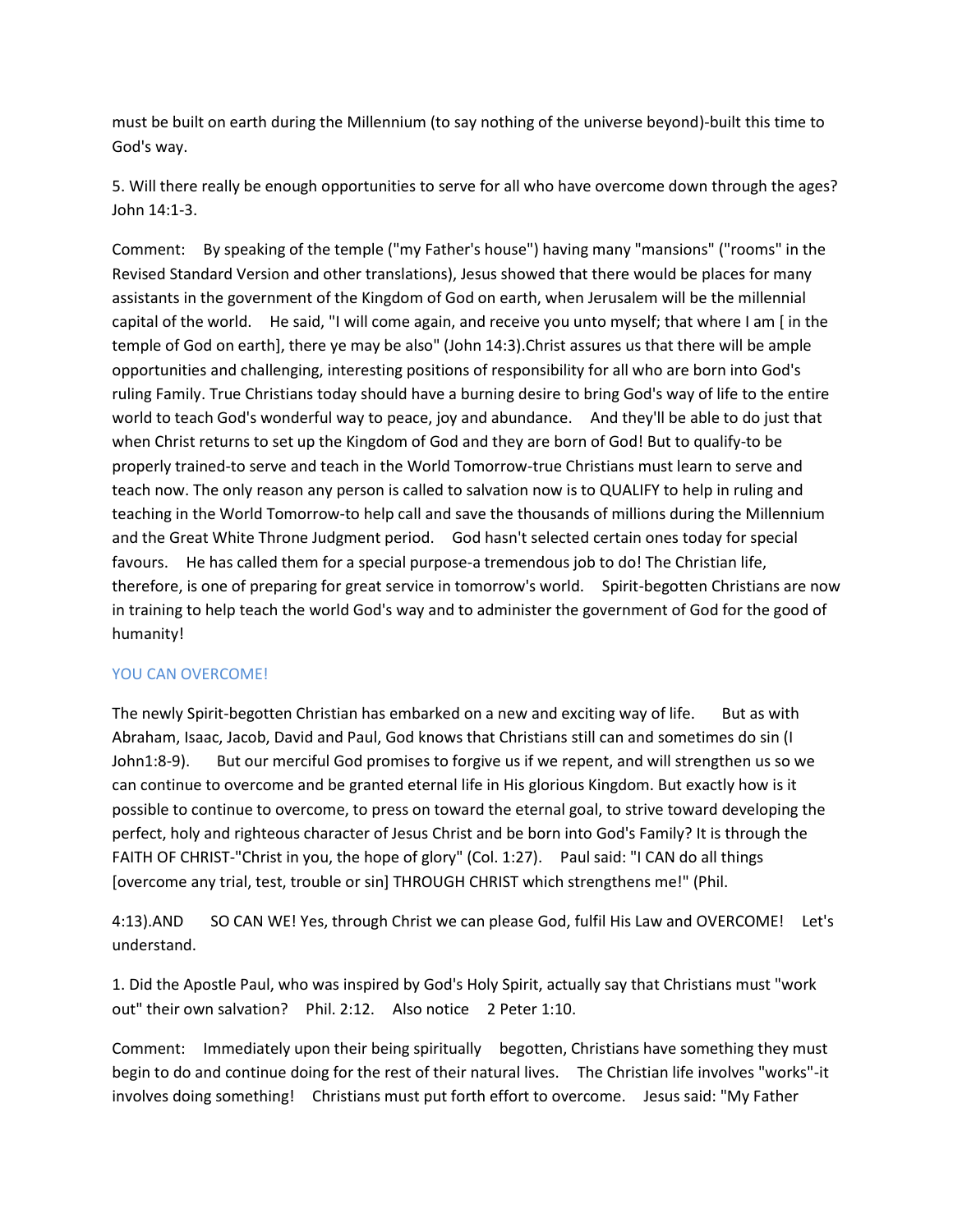must be built on earth during the Millennium (to say nothing of the universe beyond)-built this time to God's way.

5. Will there really be enough opportunities to serve for all who have overcome down through the ages? John 14:1-3.

Comment: By speaking of the temple ("my Father's house") having many "mansions" ("rooms" in the Revised Standard Version and other translations), Jesus showed that there would be places for many assistants in the government of the Kingdom of God on earth, when Jerusalem will be the millennial capital of the world. He said, "I will come again, and receive you unto myself; that where I am [ in the temple of God on earth], there ye may be also" (John 14:3).Christ assures us that there will be ample opportunities and challenging, interesting positions of responsibility for all who are born into God's ruling Family. True Christians today should have a burning desire to bring God's way of life to the entire world to teach God's wonderful way to peace, joy and abundance. And they'll be able to do just that when Christ returns to set up the Kingdom of God and they are born of God! But to qualify-to be properly trained-to serve and teach in the World Tomorrow-true Christians must learn to serve and teach now. The only reason any person is called to salvation now is to QUALIFY to help in ruling and teaching in the World Tomorrow-to help call and save the thousands of millions during the Millennium and the Great White Throne Judgment period. God hasn't selected certain ones today for special favours. He has called them for a special purpose-a tremendous job to do! The Christian life, therefore, is one of preparing for great service in tomorrow's world. Spirit-begotten Christians are now in training to help teach the world God's way and to administer the government of God for the good of humanity!

## YOU CAN OVERCOME!

The newly Spirit-begotten Christian has embarked on a new and exciting way of life. But as with Abraham, Isaac, Jacob, David and Paul, God knows that Christians still can and sometimes do sin (I John1:8-9). But our merciful God promises to forgive us if we repent, and will strengthen us so we can continue to overcome and be granted eternal life in His glorious Kingdom. But exactly how is it possible to continue to overcome, to press on toward the eternal goal, to strive toward developing the perfect, holy and righteous character of Jesus Christ and be born into God's Family? It is through the FAITH OF CHRIST-"Christ in you, the hope of glory" (Col. 1:27). Paul said: "I CAN do all things [overcome any trial, test, trouble or sin] THROUGH CHRIST which strengthens me!" (Phil. 4:13).AND SO CAN WE! Yes, through Christ we can please God, fulfil His Law and OVERCOME! Let's understand.

1. Did the Apostle Paul, who was inspired by God's Holy Spirit, actually say that Christians must "work out" their own salvation? Phil. 2:12. Also notice 2 Peter 1:10.

Comment: Immediately upon their being spiritually begotten, Christians have something they must begin to do and continue doing for the rest of their natural lives. The Christian life involves "works"-it involves doing something! Christians must put forth effort to overcome. Jesus said: "My Father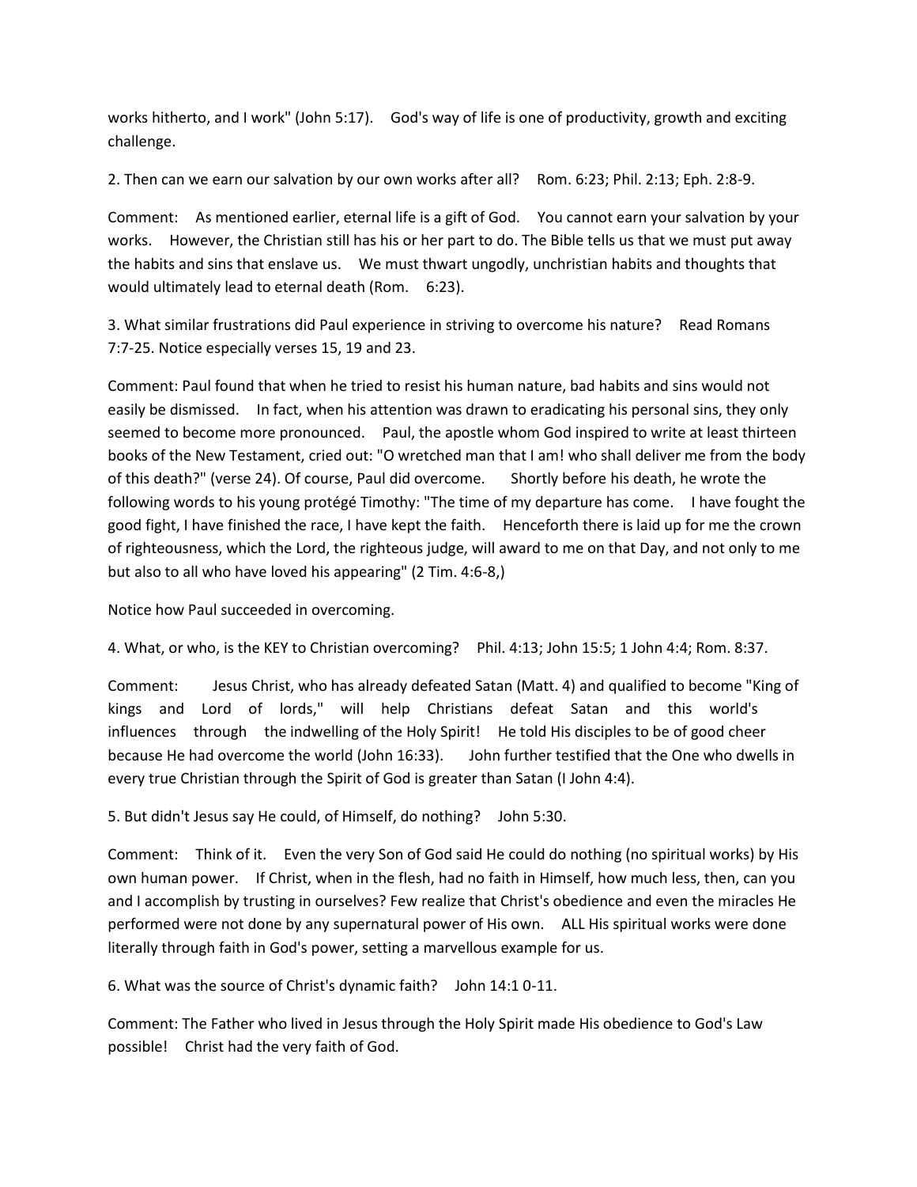works hitherto, and I work" (John 5:17). God's way of life is one of productivity, growth and exciting challenge.

2. Then can we earn our salvation by our own works after all? Rom. 6:23; Phil. 2:13; Eph. 2:8-9.

Comment: As mentioned earlier, eternal life is a gift of God. You cannot earn your salvation by your works. However, the Christian still has his or her part to do. The Bible tells us that we must put away the habits and sins that enslave us. We must thwart ungodly, unchristian habits and thoughts that would ultimately lead to eternal death (Rom. 6:23).

3. What similar frustrations did Paul experience in striving to overcome his nature? Read Romans 7:7-25. Notice especially verses 15, 19 and 23.

Comment: Paul found that when he tried to resist his human nature, bad habits and sins would not easily be dismissed. In fact, when his attention was drawn to eradicating his personal sins, they only seemed to become more pronounced. Paul, the apostle whom God inspired to write at least thirteen books of the New Testament, cried out: "O wretched man that I am! who shall deliver me from the body of this death?" (verse 24). Of course, Paul did overcome. Shortly before his death, he wrote the following words to his young protégé Timothy: "The time of my departure has come. I have fought the good fight, I have finished the race, I have kept the faith. Henceforth there is laid up for me the crown of righteousness, which the Lord, the righteous judge, will award to me on that Day, and not only to me but also to all who have loved his appearing" (2 Tim. 4:6-8,)

Notice how Paul succeeded in overcoming.

4. What, or who, is the KEY to Christian overcoming? Phil. 4:13; John 15:5; 1 John 4:4; Rom. 8:37.

Comment: Jesus Christ, who has already defeated Satan (Matt. 4) and qualified to become "King of kings and Lord of lords," will help Christians defeat Satan and this world's influences through the indwelling of the Holy Spirit! He told His disciples to be of good cheer because He had overcome the world (John 16:33). John further testified that the One who dwells in every true Christian through the Spirit of God is greater than Satan (I John 4:4).

5. But didn't Jesus say He could, of Himself, do nothing? John 5:30.

Comment: Think of it. Even the very Son of God said He could do nothing (no spiritual works) by His own human power. If Christ, when in the flesh, had no faith in Himself, how much less, then, can you and I accomplish by trusting in ourselves? Few realize that Christ's obedience and even the miracles He performed were not done by any supernatural power of His own. ALL His spiritual works were done literally through faith in God's power, setting a marvellous example for us.

6. What was the source of Christ's dynamic faith? John 14:1 0-11.

Comment: The Father who lived in Jesus through the Holy Spirit made His obedience to God's Law possible! Christ had the very faith of God.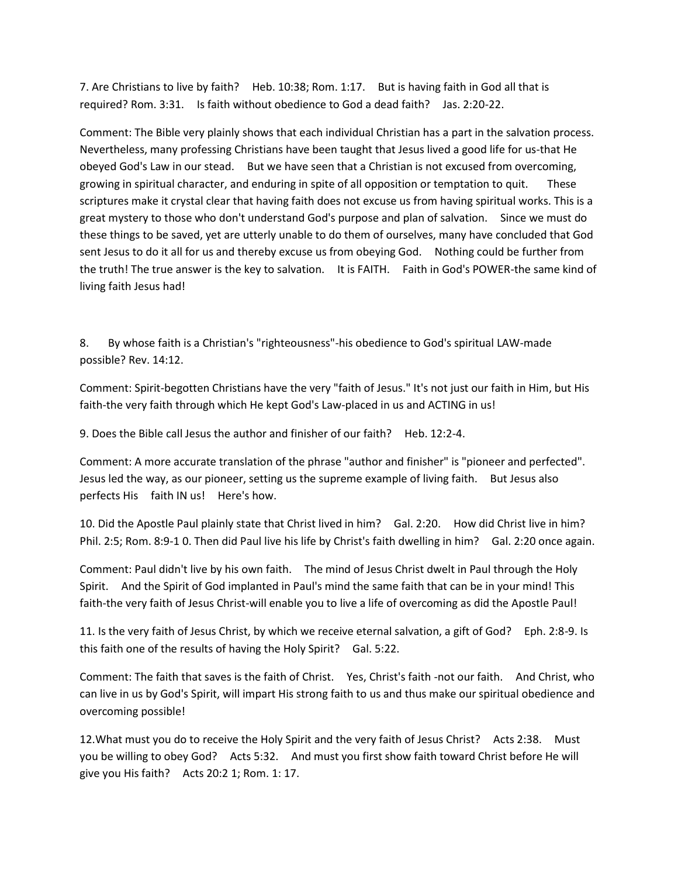7. Are Christians to live by faith? Heb. 10:38; Rom. 1:17. But is having faith in God all that is required? Rom. 3:31. Is faith without obedience to God a dead faith? Jas. 2:20-22.

Comment: The Bible very plainly shows that each individual Christian has a part in the salvation process. Nevertheless, many professing Christians have been taught that Jesus lived a good life for us-that He obeyed God's Law in our stead. But we have seen that a Christian is not excused from overcoming, growing in spiritual character, and enduring in spite of all opposition or temptation to quit. These scriptures make it crystal clear that having faith does not excuse us from having spiritual works. This is a great mystery to those who don't understand God's purpose and plan of salvation. Since we must do these things to be saved, yet are utterly unable to do them of ourselves, many have concluded that God sent Jesus to do it all for us and thereby excuse us from obeying God. Nothing could be further from the truth! The true answer is the key to salvation. It is FAITH. Faith in God's POWER-the same kind of living faith Jesus had!

8. By whose faith is a Christian's "righteousness"-his obedience to God's spiritual LAW-made possible? Rev. 14:12.

Comment: Spirit-begotten Christians have the very "faith of Jesus." It's not just our faith in Him, but His faith-the very faith through which He kept God's Law-placed in us and ACTING in us!

9. Does the Bible call Jesus the author and finisher of our faith? Heb. 12:2-4.

Comment: A more accurate translation of the phrase "author and finisher" is "pioneer and perfected". Jesus led the way, as our pioneer, setting us the supreme example of living faith. But Jesus also perfects His faith IN us! Here's how.

10. Did the Apostle Paul plainly state that Christ lived in him? Gal. 2:20. How did Christ live in him? Phil. 2:5; Rom. 8:9-1 0. Then did Paul live his life by Christ's faith dwelling in him? Gal. 2:20 once again.

Comment: Paul didn't live by his own faith. The mind of Jesus Christ dwelt in Paul through the Holy Spirit. And the Spirit of God implanted in Paul's mind the same faith that can be in your mind! This faith-the very faith of Jesus Christ-will enable you to live a life of overcoming as did the Apostle Paul!

11. Is the very faith of Jesus Christ, by which we receive eternal salvation, a gift of God? Eph. 2:8-9. Is this faith one of the results of having the Holy Spirit? Gal. 5:22.

Comment: The faith that saves is the faith of Christ. Yes, Christ's faith -not our faith. And Christ, who can live in us by God's Spirit, will impart His strong faith to us and thus make our spiritual obedience and overcoming possible!

12.What must you do to receive the Holy Spirit and the very faith of Jesus Christ? Acts 2:38. Must you be willing to obey God? Acts 5:32. And must you first show faith toward Christ before He will give you His faith? Acts 20:2 1; Rom. 1: 17.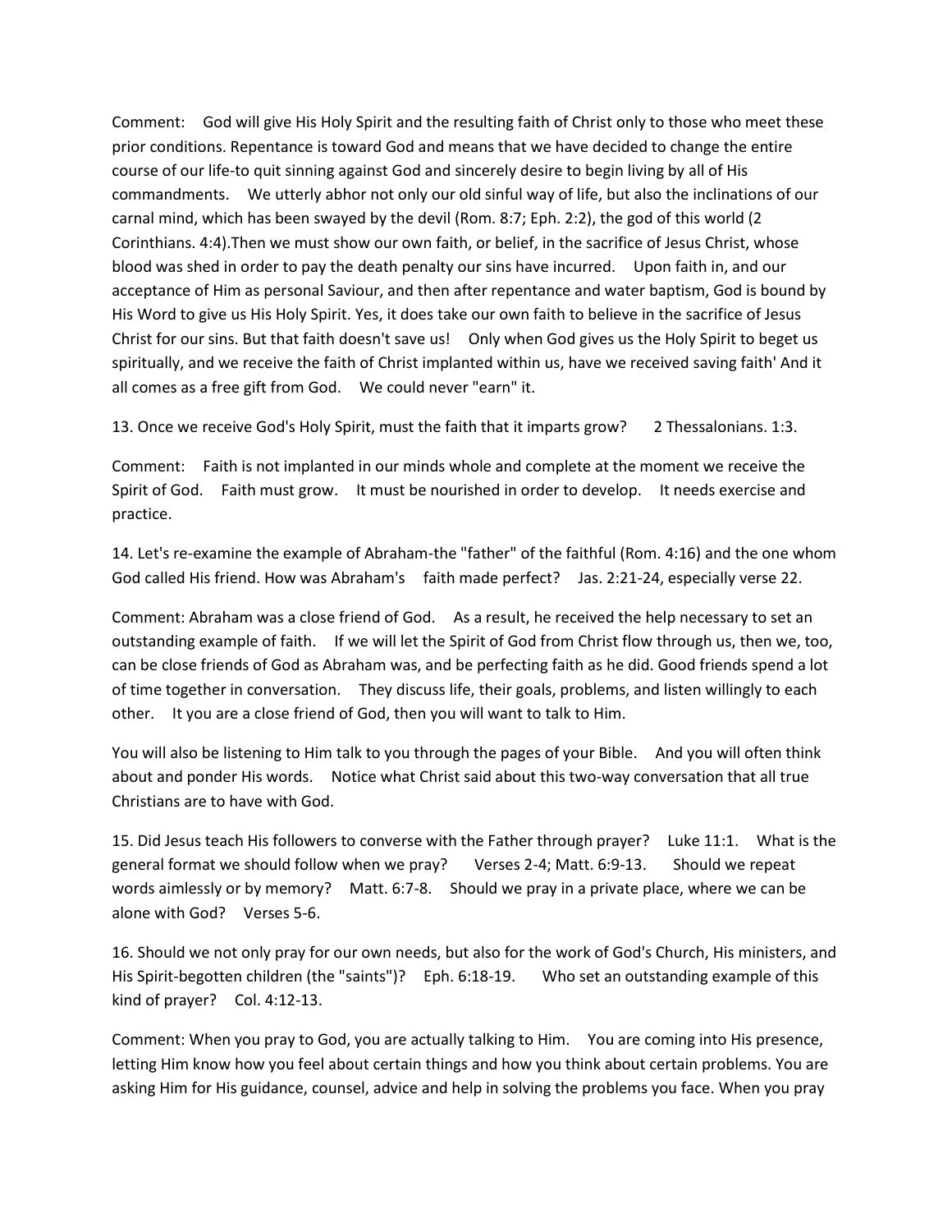Comment: God will give His Holy Spirit and the resulting faith of Christ only to those who meet these prior conditions. Repentance is toward God and means that we have decided to change the entire course of our life-to quit sinning against God and sincerely desire to begin living by all of His commandments. We utterly abhor not only our old sinful way of life, but also the inclinations of our carnal mind, which has been swayed by the devil (Rom. 8:7; Eph. 2:2), the god of this world (2 Corinthians. 4:4).Then we must show our own faith, or belief, in the sacrifice of Jesus Christ, whose blood was shed in order to pay the death penalty our sins have incurred. Upon faith in, and our acceptance of Him as personal Saviour, and then after repentance and water baptism, God is bound by His Word to give us His Holy Spirit. Yes, it does take our own faith to believe in the sacrifice of Jesus Christ for our sins. But that faith doesn't save us! Only when God gives us the Holy Spirit to beget us spiritually, and we receive the faith of Christ implanted within us, have we received saving faith' And it all comes as a free gift from God. We could never "earn" it.

13. Once we receive God's Holy Spirit, must the faith that it imparts grow? 2 Thessalonians. 1:3.

Comment: Faith is not implanted in our minds whole and complete at the moment we receive the Spirit of God. Faith must grow. It must be nourished in order to develop. It needs exercise and practice.

14. Let's re-examine the example of Abraham-the "father" of the faithful (Rom. 4:16) and the one whom God called His friend. How was Abraham's faith made perfect? Jas. 2:21-24, especially verse 22.

Comment: Abraham was a close friend of God. As a result, he received the help necessary to set an outstanding example of faith. If we will let the Spirit of God from Christ flow through us, then we, too, can be close friends of God as Abraham was, and be perfecting faith as he did. Good friends spend a lot of time together in conversation. They discuss life, their goals, problems, and listen willingly to each other. It you are a close friend of God, then you will want to talk to Him.

You will also be listening to Him talk to you through the pages of your Bible. And you will often think about and ponder His words. Notice what Christ said about this two-way conversation that all true Christians are to have with God.

15. Did Jesus teach His followers to converse with the Father through prayer? Luke 11:1. What is the general format we should follow when we pray? Verses 2-4; Matt. 6:9-13. Should we repeat words aimlessly or by memory? Matt. 6:7-8. Should we pray in a private place, where we can be alone with God? Verses 5-6.

16. Should we not only pray for our own needs, but also for the work of God's Church, His ministers, and His Spirit-begotten children (the "saints")? Eph. 6:18-19. Who set an outstanding example of this kind of prayer? Col. 4:12-13.

Comment: When you pray to God, you are actually talking to Him. You are coming into His presence, letting Him know how you feel about certain things and how you think about certain problems. You are asking Him for His guidance, counsel, advice and help in solving the problems you face. When you pray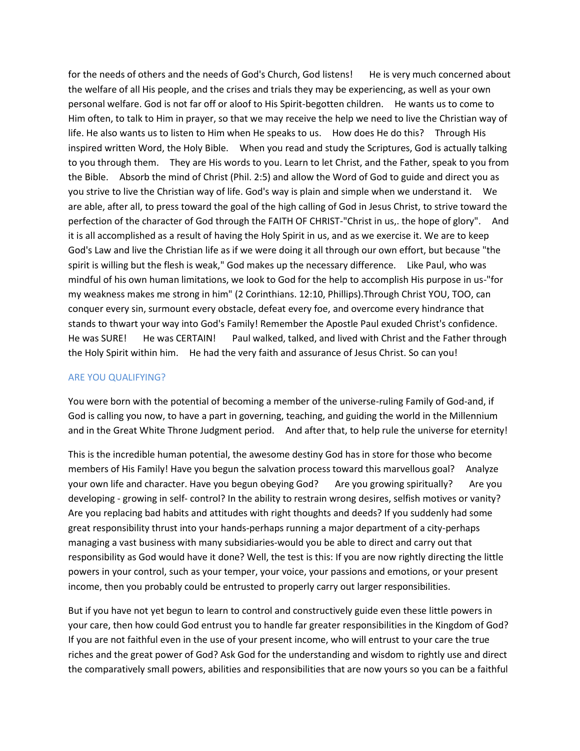for the needs of others and the needs of God's Church, God listens! He is very much concerned about the welfare of all His people, and the crises and trials they may be experiencing, as well as your own personal welfare. God is not far off or aloof to His Spirit-begotten children. He wants us to come to Him often, to talk to Him in prayer, so that we may receive the help we need to live the Christian way of life. He also wants us to listen to Him when He speaks to us. How does He do this? Through His inspired written Word, the Holy Bible. When you read and study the Scriptures, God is actually talking to you through them. They are His words to you. Learn to let Christ, and the Father, speak to you from the Bible. Absorb the mind of Christ (Phil. 2:5) and allow the Word of God to guide and direct you as you strive to live the Christian way of life. God's way is plain and simple when we understand it. We are able, after all, to press toward the goal of the high calling of God in Jesus Christ, to strive toward the perfection of the character of God through the FAITH OF CHRIST-"Christ in us,. the hope of glory". And it is all accomplished as a result of having the Holy Spirit in us, and as we exercise it. We are to keep God's Law and live the Christian life as if we were doing it all through our own effort, but because "the spirit is willing but the flesh is weak," God makes up the necessary difference. Like Paul, who was mindful of his own human limitations, we look to God for the help to accomplish His purpose in us-"for my weakness makes me strong in him" (2 Corinthians. 12:10, Phillips).Through Christ YOU, TOO, can conquer every sin, surmount every obstacle, defeat every foe, and overcome every hindrance that stands to thwart your way into God's Family! Remember the Apostle Paul exuded Christ's confidence. He was SURE! He was CERTAIN! Paul walked, talked, and lived with Christ and the Father through the Holy Spirit within him. He had the very faith and assurance of Jesus Christ. So can you!

## ARE YOU QUALIFYING?

You were born with the potential of becoming a member of the universe-ruling Family of God-and, if God is calling you now, to have a part in governing, teaching, and guiding the world in the Millennium and in the Great White Throne Judgment period. And after that, to help rule the universe for eternity!

This is the incredible human potential, the awesome destiny God has in store for those who become members of His Family! Have you begun the salvation process toward this marvellous goal? Analyze your own life and character. Have you begun obeying God? Are you growing spiritually? Are you developing - growing in self- control? In the ability to restrain wrong desires, selfish motives or vanity? Are you replacing bad habits and attitudes with right thoughts and deeds? If you suddenly had some great responsibility thrust into your hands-perhaps running a major department of a city-perhaps managing a vast business with many subsidiaries-would you be able to direct and carry out that responsibility as God would have it done? Well, the test is this: If you are now rightly directing the little powers in your control, such as your temper, your voice, your passions and emotions, or your present income, then you probably could be entrusted to properly carry out larger responsibilities.

But if you have not yet begun to learn to control and constructively guide even these little powers in your care, then how could God entrust you to handle far greater responsibilities in the Kingdom of God? If you are not faithful even in the use of your present income, who will entrust to your care the true riches and the great power of God? Ask God for the understanding and wisdom to rightly use and direct the comparatively small powers, abilities and responsibilities that are now yours so you can be a faithful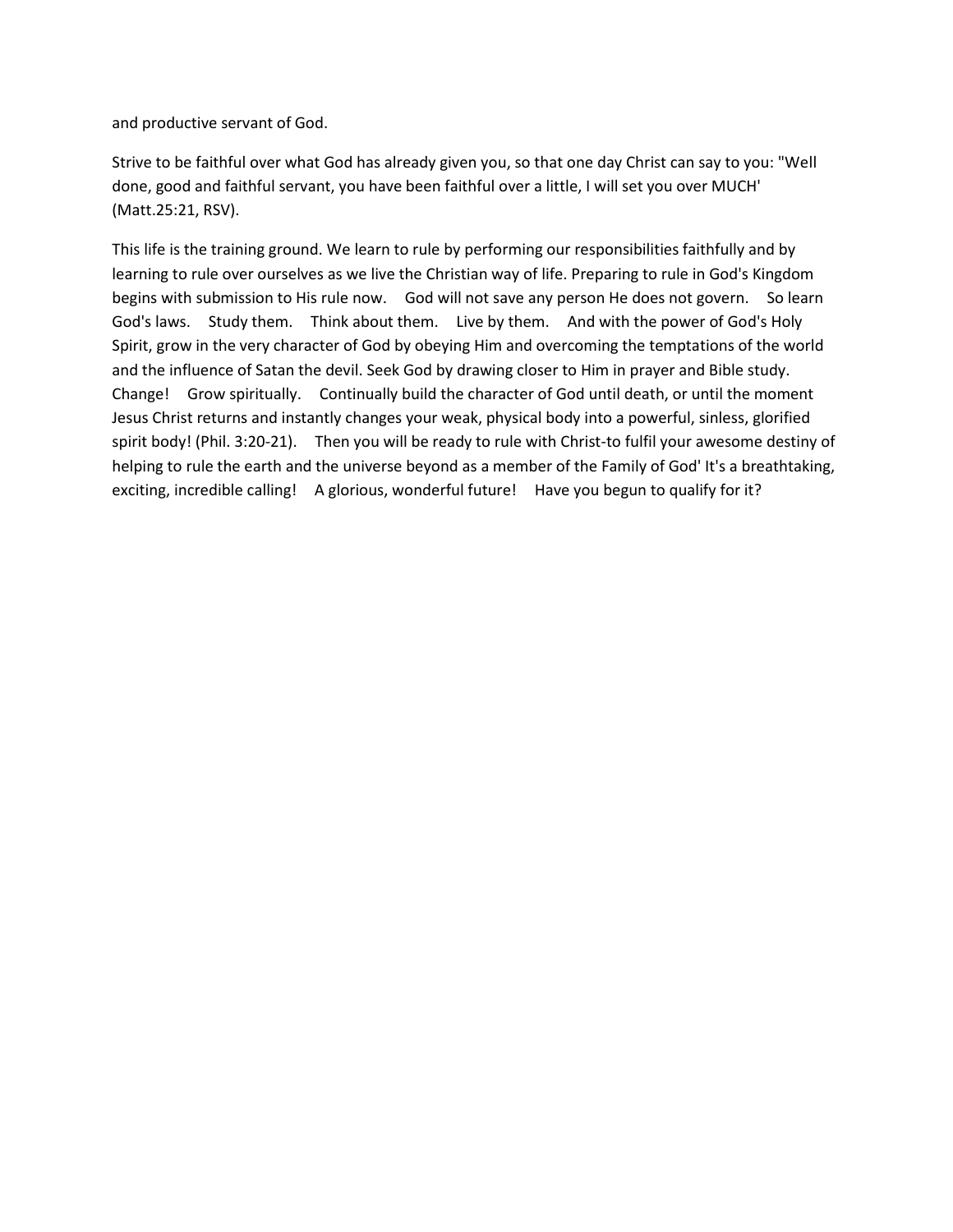and productive servant of God.

Strive to be faithful over what God has already given you, so that one day Christ can say to you: "Well done, good and faithful servant, you have been faithful over a little, I will set you over MUCH' (Matt.25:21, RSV).

This life is the training ground. We learn to rule by performing our responsibilities faithfully and by learning to rule over ourselves as we live the Christian way of life. Preparing to rule in God's Kingdom begins with submission to His rule now. God will not save any person He does not govern. So learn God's laws. Study them. Think about them. Live by them. And with the power of God's Holy Spirit, grow in the very character of God by obeying Him and overcoming the temptations of the world and the influence of Satan the devil. Seek God by drawing closer to Him in prayer and Bible study. Change! Grow spiritually. Continually build the character of God until death, or until the moment Jesus Christ returns and instantly changes your weak, physical body into a powerful, sinless, glorified spirit body! (Phil. 3:20-21). Then you will be ready to rule with Christ-to fulfil your awesome destiny of helping to rule the earth and the universe beyond as a member of the Family of God' It's a breathtaking, exciting, incredible calling! A glorious, wonderful future! Have you begun to qualify for it?